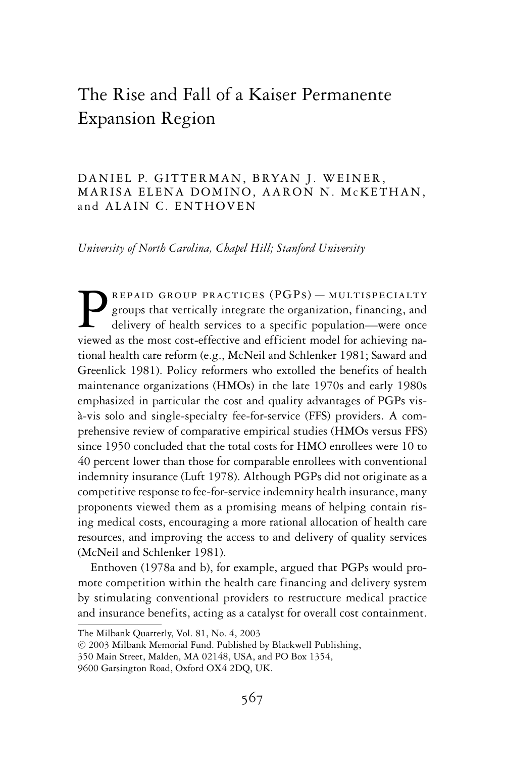# The Rise and Fall of a Kaiser Permanente Expansion Region

DANIEL P. GITTERMAN, BRYAN J. WEINER, MARISA ELENA DOMINO, AARON N. McKETHAN, and ALAIN C. ENTHOVEN

*University of North Carolina, Chapel Hill; Stanford University*

Prepaid group practices (PGPs) — multispecialty groups that vertically integrate the organization, financing, and delivery of health services to a specific population—were once viewed as the most cost-effective and efficient model for achieving national health care reform (e.g., McNeil and Schlenker 1981; Saward and Greenlick 1981). Policy reformers who extolled the benefits of health maintenance organizations (HMOs) in the late 1970s and early 1980s emphasized in particular the cost and quality advantages of PGPs vis-à-vis solo and single-specialty fee-for-service (FFS) providers. A comprehensive review of comparative empirical studies (HMOs versus FFS) since 1950 concluded that the total costs for HMO enrollees were 10 to 40 percent lower than those for comparable enrollees with conventional indemnity insurance (Luft 1978). Although PGPs did not originate as a competitive response to fee-for-service indemnity health insurance, many proponents viewed them as a promising means of helping contain rising medical costs, encouraging a more rational allocation of health care resources, and improving the access to and delivery of quality services (McNeil and Schlenker 1981).

Enthoven (1978a and b), for example, argued that PGPs would promote competition within the health care financing and delivery system by stimulating conventional providers to restructure medical practice and insurance benefits, acting as a catalyst for overall cost containment.

The Milbank Quarterly, Vol. 81, No. 4, 2003
© 2003 Milbank Memorial Fund. Published by Blackwell Publishing, 350 Main Street, Malden, MA 02148, USA, and PO Box 1354, 9600 Garsington Road, Oxford OX4 2DQ, UK.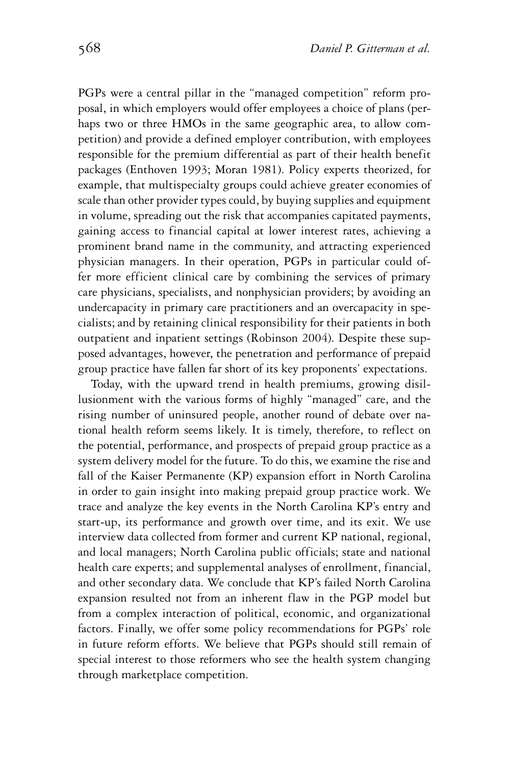PGPs were a central pillar in the "managed competition" reform proposal, in which employers would offer employees a choice of plans (perhaps two or three HMOs in the same geographic area, to allow competition) and provide a defined employer contribution, with employees responsible for the premium differential as part of their health benefit packages (Enthoven 1993; Moran 1981). Policy experts theorized, for example, that multispecialty groups could achieve greater economies of scale than other provider types could, by buying supplies and equipment in volume, spreading out the risk that accompanies capitated payments, gaining access to financial capital at lower interest rates, achieving a prominent brand name in the community, and attracting experienced physician managers. In their operation, PGPs in particular could offer more efficient clinical care by combining the services of primary care physicians, specialists, and nonphysician providers; by avoiding an undercapacity in primary care practitioners and an overcapacity in specialists; and by retaining clinical responsibility for their patients in both outpatient and inpatient settings (Robinson 2004). Despite these supposed advantages, however, the penetration and performance of prepaid group practice have fallen far short of its key proponents' expectations.

Today, with the upward trend in health premiums, growing disillusionment with the various forms of highly "managed" care, and the rising number of uninsured people, another round of debate over national health reform seems likely. It is timely, therefore, to reflect on the potential, performance, and prospects of prepaid group practice as a system delivery model for the future. To do this, we examine the rise and fall of the Kaiser Permanente (KP) expansion effort in North Carolina in order to gain insight into making prepaid group practice work. We trace and analyze the key events in the North Carolina KP's entry and start-up, its performance and growth over time, and its exit. We use interview data collected from former and current KP national, regional, and local managers; North Carolina public officials; state and national health care experts; and supplemental analyses of enrollment, financial, and other secondary data. We conclude that KP's failed North Carolina expansion resulted not from an inherent flaw in the PGP model but from a complex interaction of political, economic, and organizational factors. Finally, we offer some policy recommendations for PGPs' role in future reform efforts. We believe that PGPs should still remain of special interest to those reformers who see the health system changing through marketplace competition.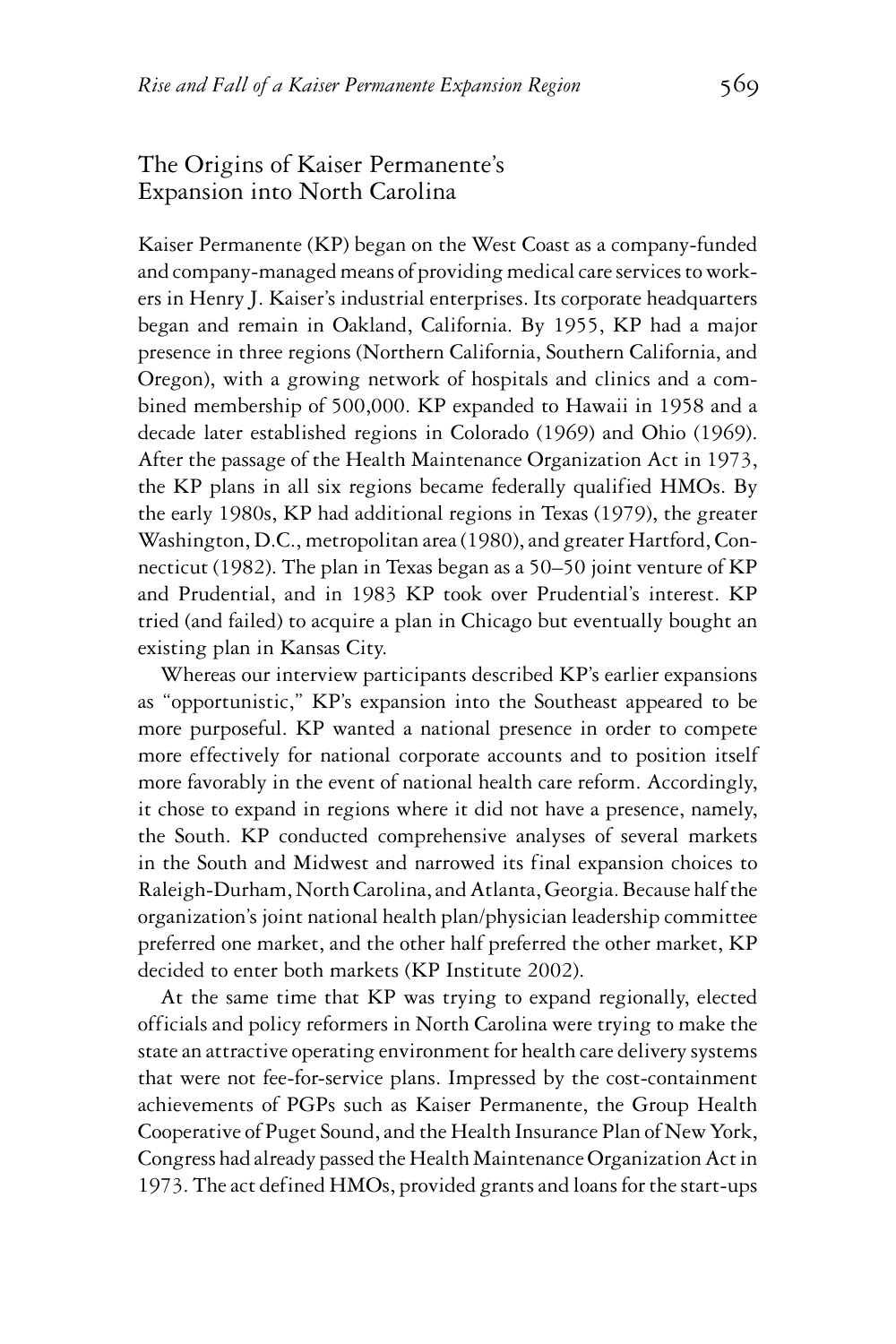## The Origins of Kaiser Permanente's Expansion into North Carolina

Kaiser Permanente (KP) began on the West Coast as a company-funded and company-managed means of providing medical care services to workers in Henry J. Kaiser's industrial enterprises. Its corporate headquarters began and remain in Oakland, California. By 1955, KP had a major presence in three regions (Northern California, Southern California, and Oregon), with a growing network of hospitals and clinics and a combined membership of 500,000. KP expanded to Hawaii in 1958 and a decade later established regions in Colorado (1969) and Ohio (1969). After the passage of the Health Maintenance Organization Act in 1973, the KP plans in all six regions became federally qualified HMOs. By the early 1980s, KP had additional regions in Texas (1979), the greater Washington, D.C., metropolitan area (1980), and greater Hartford, Connecticut (1982). The plan in Texas began as a 50–50 joint venture of KP and Prudential, and in 1983 KP took over Prudential's interest. KP tried (and failed) to acquire a plan in Chicago but eventually bought an existing plan in Kansas City.

Whereas our interview participants described KP's earlier expansions as "opportunistic," KP's expansion into the Southeast appeared to be more purposeful. KP wanted a national presence in order to compete more effectively for national corporate accounts and to position itself more favorably in the event of national health care reform. Accordingly, it chose to expand in regions where it did not have a presence, namely, the South. KP conducted comprehensive analyses of several markets in the South and Midwest and narrowed its final expansion choices to Raleigh-Durham, North Carolina, and Atlanta, Georgia. Because half the organization's joint national health plan/physician leadership committee preferred one market, and the other half preferred the other market, KP decided to enter both markets (KP Institute 2002).

At the same time that KP was trying to expand regionally, elected officials and policy reformers in North Carolina were trying to make the state an attractive operating environment for health care delivery systems that were not fee-for-service plans. Impressed by the cost-containment achievements of PGPs such as Kaiser Permanente, the Group Health Cooperative of Puget Sound, and the Health Insurance Plan of New York, Congress had already passed the Health Maintenance Organization Act in 1973. The act defined HMOs, provided grants and loans for the start-ups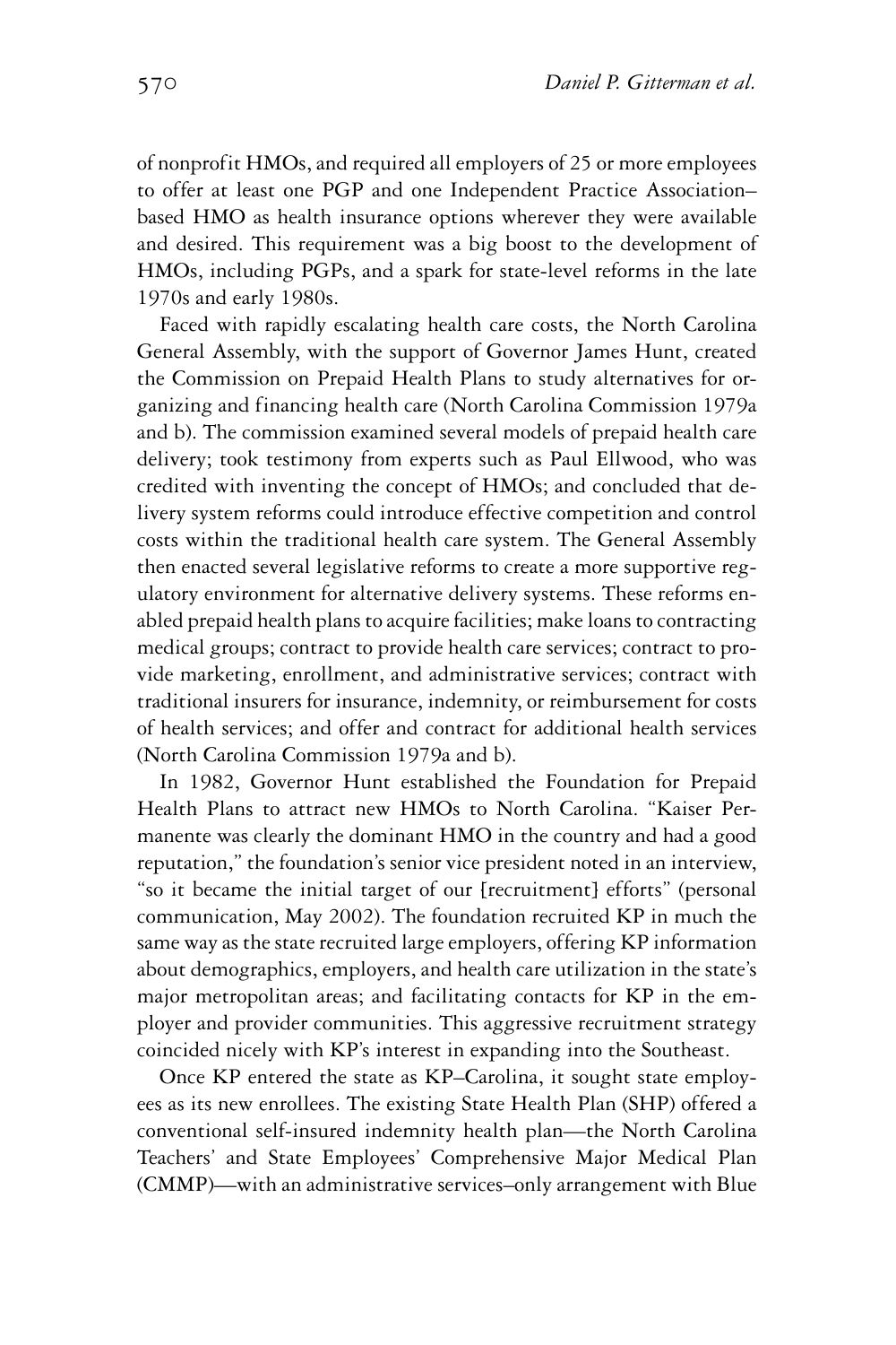of nonprofit HMOs, and required all employers of 25 or more employees to offer at least one PGP and one Independent Practice Association–based HMO as health insurance options wherever they were available and desired. This requirement was a big boost to the development of HMOs, including PGPs, and a spark for state-level reforms in the late 1970s and early 1980s.

Faced with rapidly escalating health care costs, the North Carolina General Assembly, with the support of Governor James Hunt, created the Commission on Prepaid Health Plans to study alternatives for organizing and financing health care (North Carolina Commission 1979a and b). The commission examined several models of prepaid health care delivery; took testimony from experts such as Paul Ellwood, who was credited with inventing the concept of HMOs; and concluded that delivery system reforms could introduce effective competition and control costs within the traditional health care system. The General Assembly then enacted several legislative reforms to create a more supportive regulatory environment for alternative delivery systems. These reforms enabled prepaid health plans to acquire facilities; make loans to contracting medical groups; contract to provide health care services; contract to provide marketing, enrollment, and administrative services; contract with traditional insurers for insurance, indemnity, or reimbursement for costs of health services; and offer and contract for additional health services (North Carolina Commission 1979a and b).

In 1982, Governor Hunt established the Foundation for Prepaid Health Plans to attract new HMOs to North Carolina. "Kaiser Permanente was clearly the dominant HMO in the country and had a good reputation," the foundation's senior vice president noted in an interview, "so it became the initial target of our [recruitment] efforts" (personal communication, May 2002). The foundation recruited KP in much the same way as the state recruited large employers, offering KP information about demographics, employers, and health care utilization in the state's major metropolitan areas; and facilitating contacts for KP in the employer and provider communities. This aggressive recruitment strategy coincided nicely with KP's interest in expanding into the Southeast.

Once KP entered the state as KP–Carolina, it sought state employees as its new enrollees. The existing State Health Plan (SHP) offered a conventional self-insured indemnity health plan—the North Carolina Teachers' and State Employees' Comprehensive Major Medical Plan (CMMP)—with an administrative services–only arrangement with Blue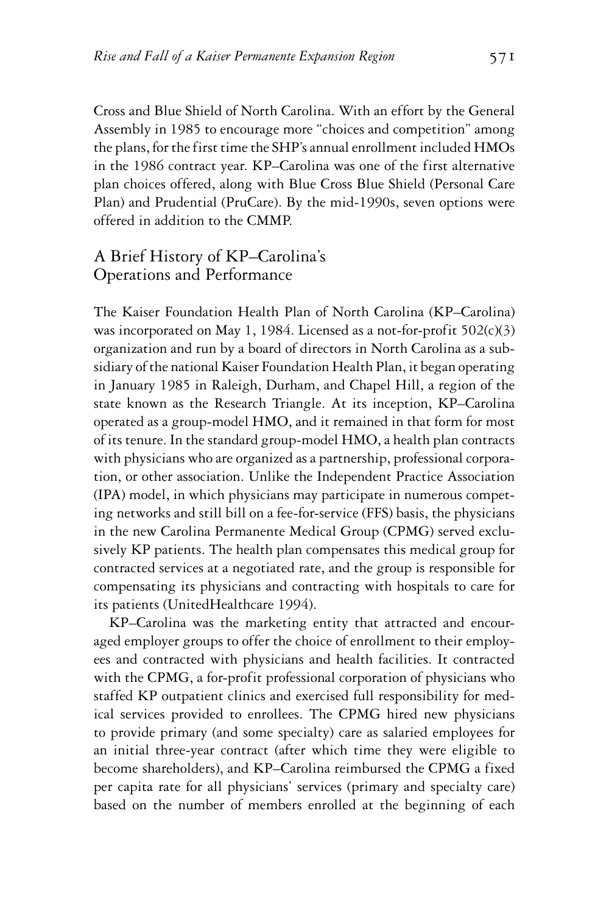Cross and Blue Shield of North Carolina. With an effort by the General Assembly in 1985 to encourage more "choices and competition" among the plans, for the first time the SHP's annual enrollment included HMOs in the 1986 contract year. KP–Carolina was one of the first alternative plan choices offered, along with Blue Cross Blue Shield (Personal Care Plan) and Prudential (PruCare). By the mid-1990s, seven options were offered in addition to the CMMP.

## A Brief History of KP–Carolina's Operations and Performance

The Kaiser Foundation Health Plan of North Carolina (KP–Carolina) was incorporated on May 1, 1984. Licensed as a not-for-profit 502(c)(3) organization and run by a board of directors in North Carolina as a subsidiary of the national Kaiser Foundation Health Plan, it began operating in January 1985 in Raleigh, Durham, and Chapel Hill, a region of the state known as the Research Triangle. At its inception, KP–Carolina operated as a group-model HMO, and it remained in that form for most of its tenure. In the standard group-model HMO, a health plan contracts with physicians who are organized as a partnership, professional corporation, or other association. Unlike the Independent Practice Association (IPA) model, in which physicians may participate in numerous competing networks and still bill on a fee-for-service (FFS) basis, the physicians in the new Carolina Permanente Medical Group (CPMG) served exclusively KP patients. The health plan compensates this medical group for contracted services at a negotiated rate, and the group is responsible for compensating its physicians and contracting with hospitals to care for its patients (UnitedHealthcare 1994).

KP–Carolina was the marketing entity that attracted and encouraged employer groups to offer the choice of enrollment to their employees and contracted with physicians and health facilities. It contracted with the CPMG, a for-profit professional corporation of physicians who staffed KP outpatient clinics and exercised full responsibility for medical services provided to enrollees. The CPMG hired new physicians to provide primary (and some specialty) care as salaried employees for an initial three-year contract (after which time they were eligible to become shareholders), and KP–Carolina reimbursed the CPMG a fixed per capita rate for all physicians' services (primary and specialty care) based on the number of members enrolled at the beginning of each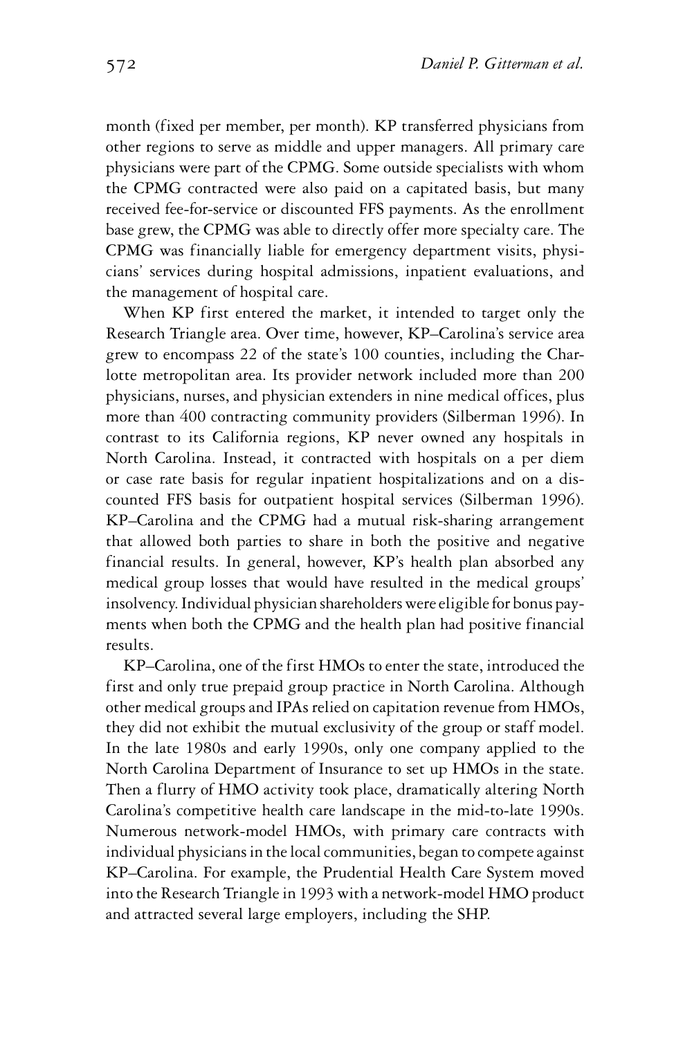month (fixed per member, per month). KP transferred physicians from other regions to serve as middle and upper managers. All primary care physicians were part of the CPMG. Some outside specialists with whom the CPMG contracted were also paid on a capitated basis, but many received fee-for-service or discounted FFS payments. As the enrollment base grew, the CPMG was able to directly offer more specialty care. The CPMG was financially liable for emergency department visits, physicians' services during hospital admissions, inpatient evaluations, and the management of hospital care.

When KP first entered the market, it intended to target only the Research Triangle area. Over time, however, KP–Carolina's service area grew to encompass 22 of the state's 100 counties, including the Charlotte metropolitan area. Its provider network included more than 200 physicians, nurses, and physician extenders in nine medical offices, plus more than 400 contracting community providers (Silberman 1996). In contrast to its California regions, KP never owned any hospitals in North Carolina. Instead, it contracted with hospitals on a per diem or case rate basis for regular inpatient hospitalizations and on a discounted FFS basis for outpatient hospital services (Silberman 1996). KP–Carolina and the CPMG had a mutual risk-sharing arrangement that allowed both parties to share in both the positive and negative financial results. In general, however, KP's health plan absorbed any medical group losses that would have resulted in the medical groups' insolvency. Individual physician shareholders were eligible for bonus payments when both the CPMG and the health plan had positive financial results.

KP–Carolina, one of the first HMOs to enter the state, introduced the first and only true prepaid group practice in North Carolina. Although other medical groups and IPAs relied on capitation revenue from HMOs, they did not exhibit the mutual exclusivity of the group or staff model. In the late 1980s and early 1990s, only one company applied to the North Carolina Department of Insurance to set up HMOs in the state. Then a flurry of HMO activity took place, dramatically altering North Carolina's competitive health care landscape in the mid-to-late 1990s. Numerous network-model HMOs, with primary care contracts with individual physicians in the local communities, began to compete against KP–Carolina. For example, the Prudential Health Care System moved into the Research Triangle in 1993 with a network-model HMO product and attracted several large employers, including the SHP.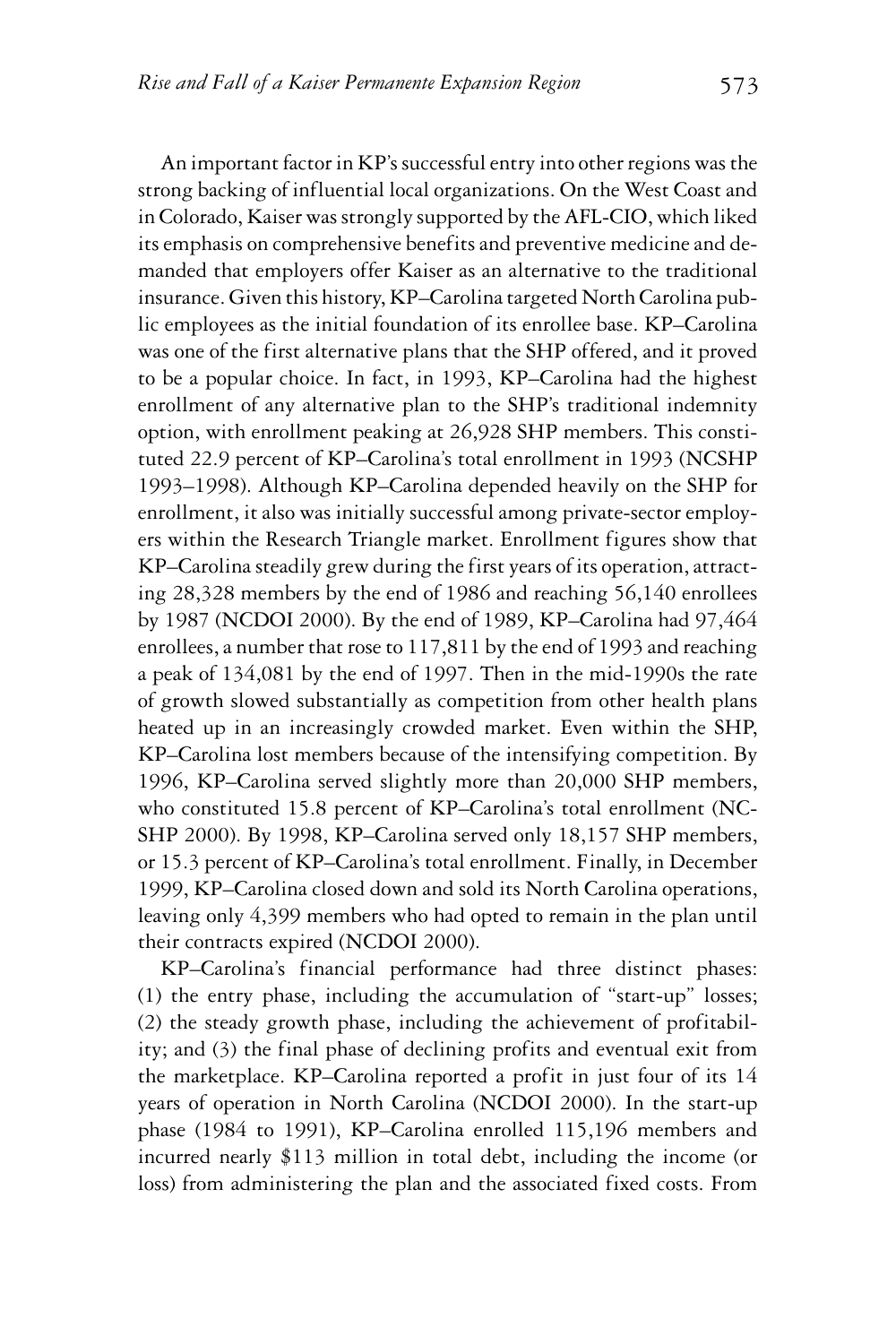An important factor in KP's successful entry into other regions was the strong backing of influential local organizations. On the West Coast and in Colorado, Kaiser was strongly supported by the AFL-CIO, which liked its emphasis on comprehensive benefits and preventive medicine and demanded that employers offer Kaiser as an alternative to the traditional insurance. Given this history, KP–Carolina targeted North Carolina public employees as the initial foundation of its enrollee base. KP–Carolina was one of the first alternative plans that the SHP offered, and it proved to be a popular choice. In fact, in 1993, KP–Carolina had the highest enrollment of any alternative plan to the SHP's traditional indemnity option, with enrollment peaking at 26,928 SHP members. This constituted 22.9 percent of KP–Carolina's total enrollment in 1993 (NCSHP 1993–1998). Although KP–Carolina depended heavily on the SHP for enrollment, it also was initially successful among private-sector employers within the Research Triangle market. Enrollment figures show that KP–Carolina steadily grew during the first years of its operation, attracting 28,328 members by the end of 1986 and reaching 56,140 enrollees by 1987 (NCDOI 2000). By the end of 1989, KP–Carolina had 97,464 enrollees, a number that rose to 117,811 by the end of 1993 and reaching a peak of 134,081 by the end of 1997. Then in the mid-1990s the rate of growth slowed substantially as competition from other health plans heated up in an increasingly crowded market. Even within the SHP, KP–Carolina lost members because of the intensifying competition. By 1996, KP–Carolina served slightly more than 20,000 SHP members, who constituted 15.8 percent of KP–Carolina's total enrollment (NCSHP 2000). By 1998, KP–Carolina served only 18,157 SHP members, or 15.3 percent of KP–Carolina's total enrollment. Finally, in December 1999, KP–Carolina closed down and sold its North Carolina operations, leaving only 4,399 members who had opted to remain in the plan until their contracts expired (NCDOI 2000).

KP–Carolina's financial performance had three distinct phases: (1) the entry phase, including the accumulation of "start-up" losses; (2) the steady growth phase, including the achievement of profitability; and (3) the final phase of declining profits and eventual exit from the marketplace. KP–Carolina reported a profit in just four of its 14 years of operation in North Carolina (NCDOI 2000). In the start-up phase (1984 to 1991), KP–Carolina enrolled 115,196 members and incurred nearly $113 million in total debt, including the income (or loss) from administering the plan and the associated fixed costs. From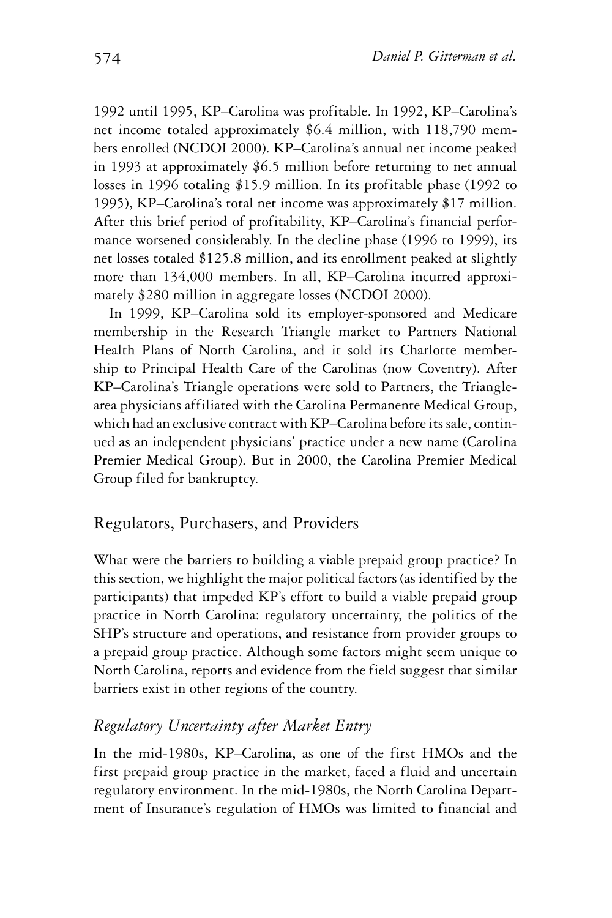1992 until 1995, KP–Carolina was profitable. In 1992, KP–Carolina's net income totaled approximately $6.4 million, with 118,790 members enrolled (NCDOI 2000). KP–Carolina's annual net income peaked in 1993 at approximately $6.5 million before returning to net annual losses in 1996 totaling $15.9 million. In its profitable phase (1992 to 1995), KP–Carolina's total net income was approximately $17 million. After this brief period of profitability, KP–Carolina's financial performance worsened considerably. In the decline phase (1996 to 1999), its net losses totaled $125.8 million, and its enrollment peaked at slightly more than 134,000 members. In all, KP–Carolina incurred approximately $280 million in aggregate losses (NCDOI 2000).

In 1999, KP–Carolina sold its employer-sponsored and Medicare membership in the Research Triangle market to Partners National Health Plans of North Carolina, and it sold its Charlotte membership to Principal Health Care of the Carolinas (now Coventry). After KP–Carolina's Triangle operations were sold to Partners, the Triangle-area physicians affiliated with the Carolina Permanente Medical Group, which had an exclusive contract with KP–Carolina before its sale, continued as an independent physicians' practice under a new name (Carolina Premier Medical Group). But in 2000, the Carolina Premier Medical Group filed for bankruptcy.

## Regulators, Purchasers, and Providers

What were the barriers to building a viable prepaid group practice? In this section, we highlight the major political factors (as identified by the participants) that impeded KP's effort to build a viable prepaid group practice in North Carolina: regulatory uncertainty, the politics of the SHP's structure and operations, and resistance from provider groups to a prepaid group practice. Although some factors might seem unique to North Carolina, reports and evidence from the field suggest that similar barriers exist in other regions of the country.

### *Regulatory Uncertainty after Market Entry*

In the mid-1980s, KP–Carolina, as one of the first HMOs and the first prepaid group practice in the market, faced a fluid and uncertain regulatory environment. In the mid-1980s, the North Carolina Department of Insurance's regulation of HMOs was limited to financial and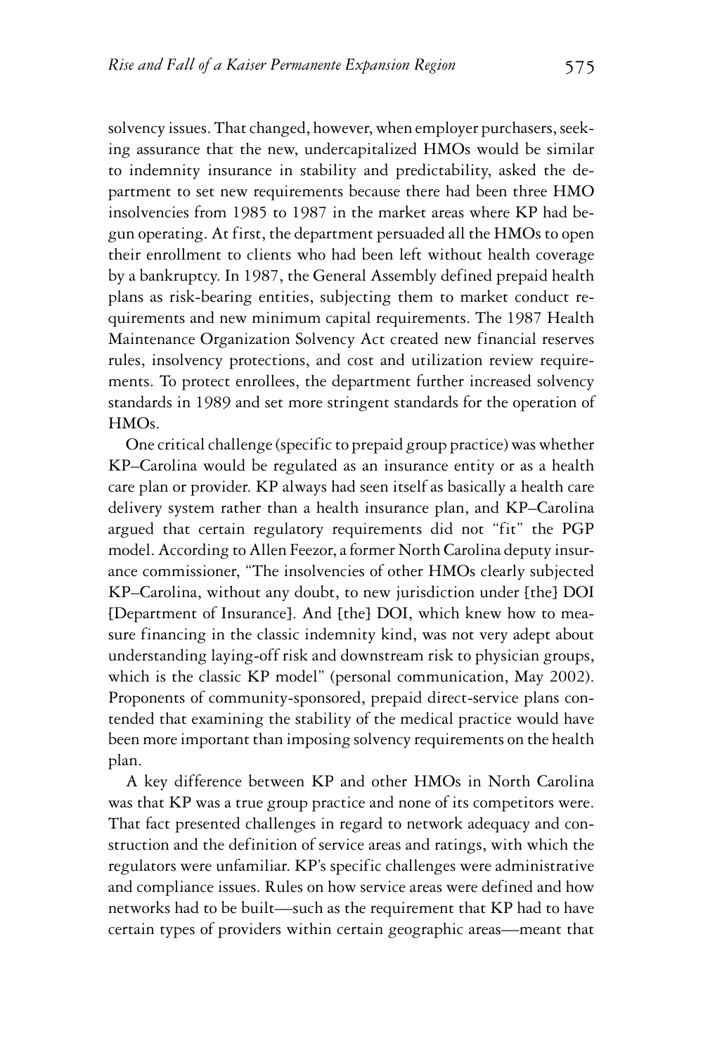solvency issues. That changed, however, when employer purchasers, seeking assurance that the new, undercapitalized HMOs would be similar to indemnity insurance in stability and predictability, asked the department to set new requirements because there had been three HMO insolvencies from 1985 to 1987 in the market areas where KP had begun operating. At first, the department persuaded all the HMOs to open their enrollment to clients who had been left without health coverage by a bankruptcy. In 1987, the General Assembly defined prepaid health plans as risk-bearing entities, subjecting them to market conduct requirements and new minimum capital requirements. The 1987 Health Maintenance Organization Solvency Act created new financial reserves rules, insolvency protections, and cost and utilization review requirements. To protect enrollees, the department further increased solvency standards in 1989 and set more stringent standards for the operation of HMOs.

One critical challenge (specific to prepaid group practice) was whether KP–Carolina would be regulated as an insurance entity or as a health care plan or provider. KP always had seen itself as basically a health care delivery system rather than a health insurance plan, and KP–Carolina argued that certain regulatory requirements did not "fit" the PGP model. According to Allen Feezor, a former North Carolina deputy insurance commissioner, "The insolvencies of other HMOs clearly subjected KP–Carolina, without any doubt, to new jurisdiction under [the] DOI [Department of Insurance]. And [the] DOI, which knew how to measure financing in the classic indemnity kind, was not very adept about understanding laying-off risk and downstream risk to physician groups, which is the classic KP model" (personal communication, May 2002). Proponents of community-sponsored, prepaid direct-service plans contended that examining the stability of the medical practice would have been more important than imposing solvency requirements on the health plan.

A key difference between KP and other HMOs in North Carolina was that KP was a true group practice and none of its competitors were. That fact presented challenges in regard to network adequacy and construction and the definition of service areas and ratings, with which the regulators were unfamiliar. KP's specific challenges were administrative and compliance issues. Rules on how service areas were defined and how networks had to be built—such as the requirement that KP had to have certain types of providers within certain geographic areas—meant that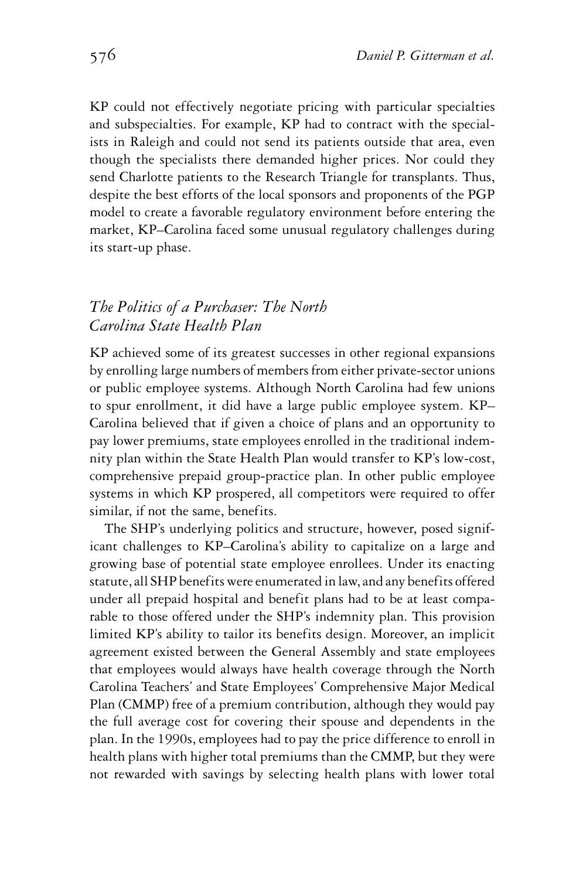KP could not effectively negotiate pricing with particular specialties and subspecialties. For example, KP had to contract with the specialists in Raleigh and could not send its patients outside that area, even though the specialists there demanded higher prices. Nor could they send Charlotte patients to the Research Triangle for transplants. Thus, despite the best efforts of the local sponsors and proponents of the PGP model to create a favorable regulatory environment before entering the market, KP–Carolina faced some unusual regulatory challenges during its start-up phase.

## *The Politics of a Purchaser: The North Carolina State Health Plan*

KP achieved some of its greatest successes in other regional expansions by enrolling large numbers of members from either private-sector unions or public employee systems. Although North Carolina had few unions to spur enrollment, it did have a large public employee system. KP–Carolina believed that if given a choice of plans and an opportunity to pay lower premiums, state employees enrolled in the traditional indemnity plan within the State Health Plan would transfer to KP's low-cost, comprehensive prepaid group-practice plan. In other public employee systems in which KP prospered, all competitors were required to offer similar, if not the same, benefits.

The SHP's underlying politics and structure, however, posed significant challenges to KP–Carolina's ability to capitalize on a large and growing base of potential state employee enrollees. Under its enacting statute, all SHP benefits were enumerated in law, and any benefits offered under all prepaid hospital and benefit plans had to be at least comparable to those offered under the SHP's indemnity plan. This provision limited KP's ability to tailor its benefits design. Moreover, an implicit agreement existed between the General Assembly and state employees that employees would always have health coverage through the North Carolina Teachers' and State Employees' Comprehensive Major Medical Plan (CMMP) free of a premium contribution, although they would pay the full average cost for covering their spouse and dependents in the plan. In the 1990s, employees had to pay the price difference to enroll in health plans with higher total premiums than the CMMP, but they were not rewarded with savings by selecting health plans with lower total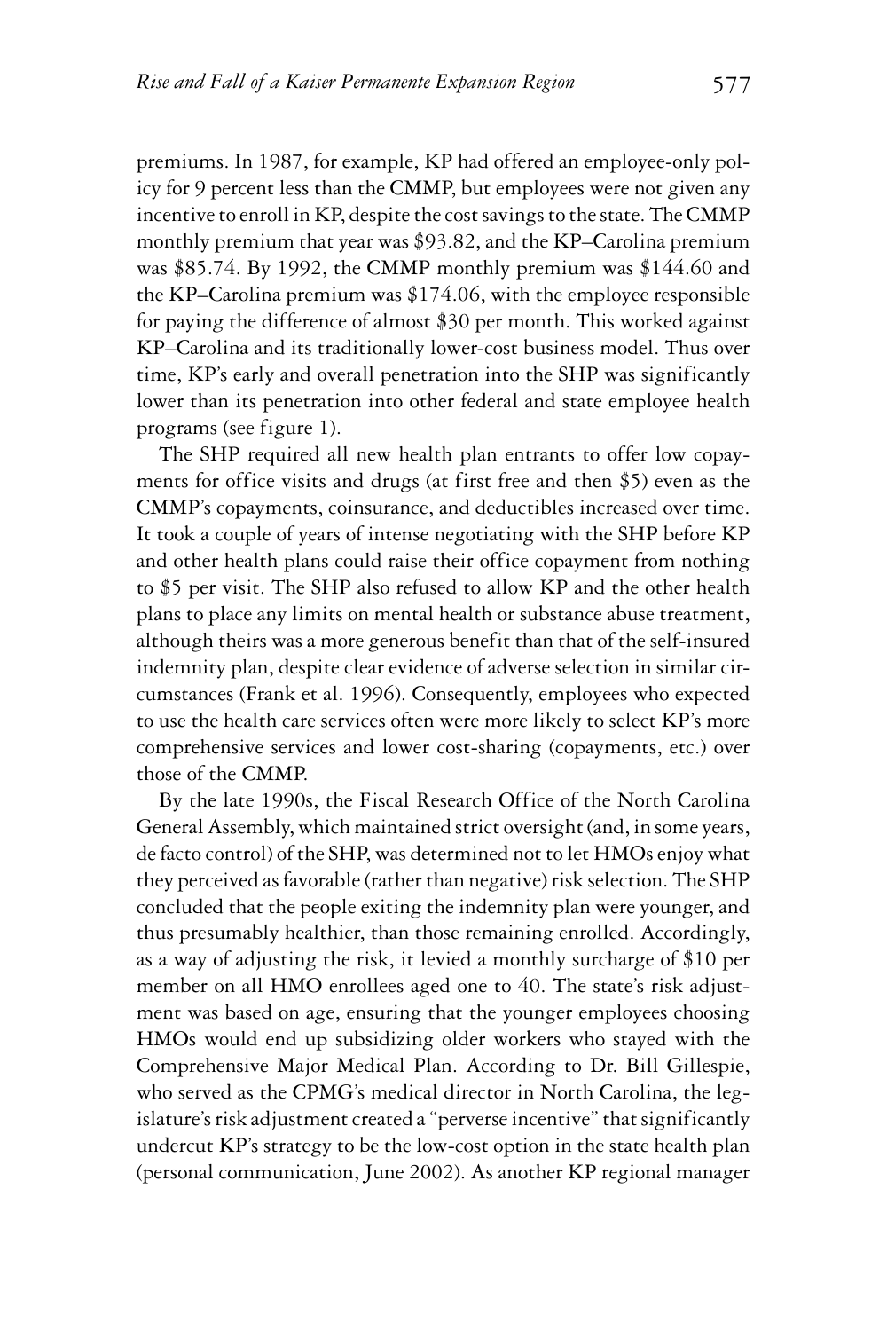premiums. In 1987, for example, KP had offered an employee-only policy for 9 percent less than the CMMP, but employees were not given any incentive to enroll in KP, despite the cost savings to the state. The CMMP monthly premium that year was $93.82, and the KP–Carolina premium was $85.74. By 1992, the CMMP monthly premium was $144.60 and the KP–Carolina premium was $174.06, with the employee responsible for paying the difference of almost $30 per month. This worked against KP–Carolina and its traditionally lower-cost business model. Thus over time, KP's early and overall penetration into the SHP was significantly lower than its penetration into other federal and state employee health programs (see figure 1).

The SHP required all new health plan entrants to offer low copayments for office visits and drugs (at first free and then $5) even as the CMMP's copayments, coinsurance, and deductibles increased over time. It took a couple of years of intense negotiating with the SHP before KP and other health plans could raise their office copayment from nothing to $5 per visit. The SHP also refused to allow KP and the other health plans to place any limits on mental health or substance abuse treatment, although theirs was a more generous benefit than that of the self-insured indemnity plan, despite clear evidence of adverse selection in similar circumstances (Frank et al. 1996). Consequently, employees who expected to use the health care services often were more likely to select KP's more comprehensive services and lower cost-sharing (copayments, etc.) over those of the CMMP.

By the late 1990s, the Fiscal Research Office of the North Carolina General Assembly, which maintained strict oversight (and, in some years, de facto control) of the SHP, was determined not to let HMOs enjoy what they perceived as favorable (rather than negative) risk selection. The SHP concluded that the people exiting the indemnity plan were younger, and thus presumably healthier, than those remaining enrolled. Accordingly, as a way of adjusting the risk, it levied a monthly surcharge of $10 per member on all HMO enrollees aged one to 40. The state's risk adjustment was based on age, ensuring that the younger employees choosing HMOs would end up subsidizing older workers who stayed with the Comprehensive Major Medical Plan. According to Dr. Bill Gillespie, who served as the CPMG's medical director in North Carolina, the legislature's risk adjustment created a "perverse incentive" that significantly undercut KP's strategy to be the low-cost option in the state health plan (personal communication, June 2002). As another KP regional manager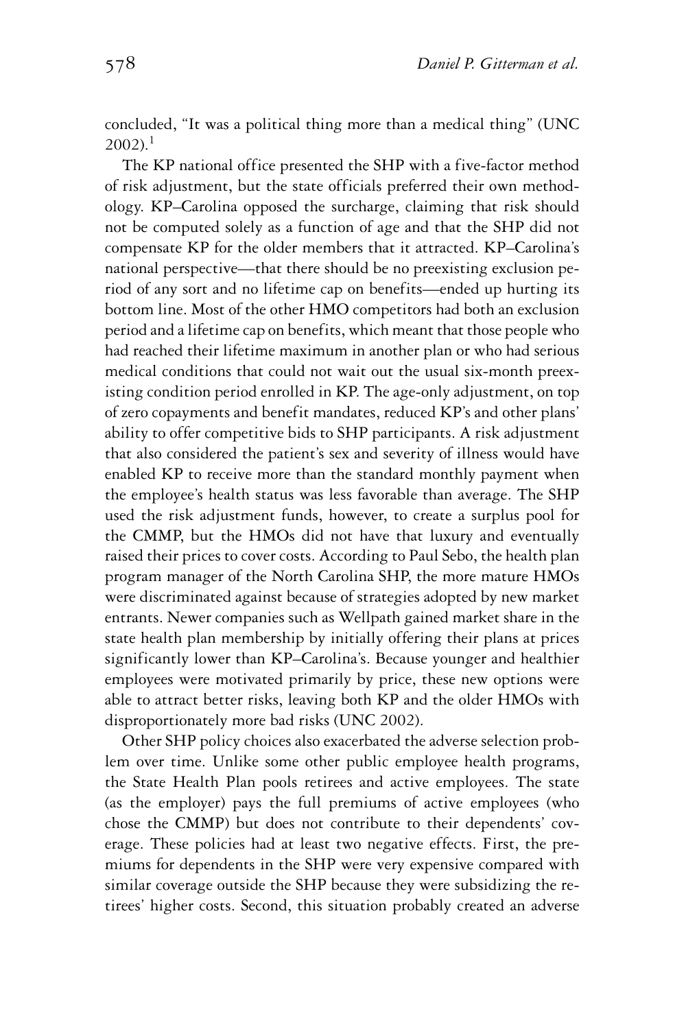concluded, "It was a political thing more than a medical thing" (UNC 2002).[1]

The KP national office presented the SHP with a five-factor method of risk adjustment, but the state officials preferred their own methodology. KP–Carolina opposed the surcharge, claiming that risk should not be computed solely as a function of age and that the SHP did not compensate KP for the older members that it attracted. KP–Carolina's national perspective—that there should be no preexisting exclusion period of any sort and no lifetime cap on benefits—ended up hurting its bottom line. Most of the other HMO competitors had both an exclusion period and a lifetime cap on benefits, which meant that those people who had reached their lifetime maximum in another plan or who had serious medical conditions that could not wait out the usual six-month preexisting condition period enrolled in KP. The age-only adjustment, on top of zero copayments and benefit mandates, reduced KP's and other plans' ability to offer competitive bids to SHP participants. A risk adjustment that also considered the patient's sex and severity of illness would have enabled KP to receive more than the standard monthly payment when the employee's health status was less favorable than average. The SHP used the risk adjustment funds, however, to create a surplus pool for the CMMP, but the HMOs did not have that luxury and eventually raised their prices to cover costs. According to Paul Sebo, the health plan program manager of the North Carolina SHP, the more mature HMOs were discriminated against because of strategies adopted by new market entrants. Newer companies such as Wellpath gained market share in the state health plan membership by initially offering their plans at prices significantly lower than KP–Carolina's. Because younger and healthier employees were motivated primarily by price, these new options were able to attract better risks, leaving both KP and the older HMOs with disproportionately more bad risks (UNC 2002).

Other SHP policy choices also exacerbated the adverse selection problem over time. Unlike some other public employee health programs, the State Health Plan pools retirees and active employees. The state (as the employer) pays the full premiums of active employees (who chose the CMMP) but does not contribute to their dependents' coverage. These policies had at least two negative effects. First, the premiums for dependents in the SHP were very expensive compared with similar coverage outside the SHP because they were subsidizing the retirees' higher costs. Second, this situation probably created an adverse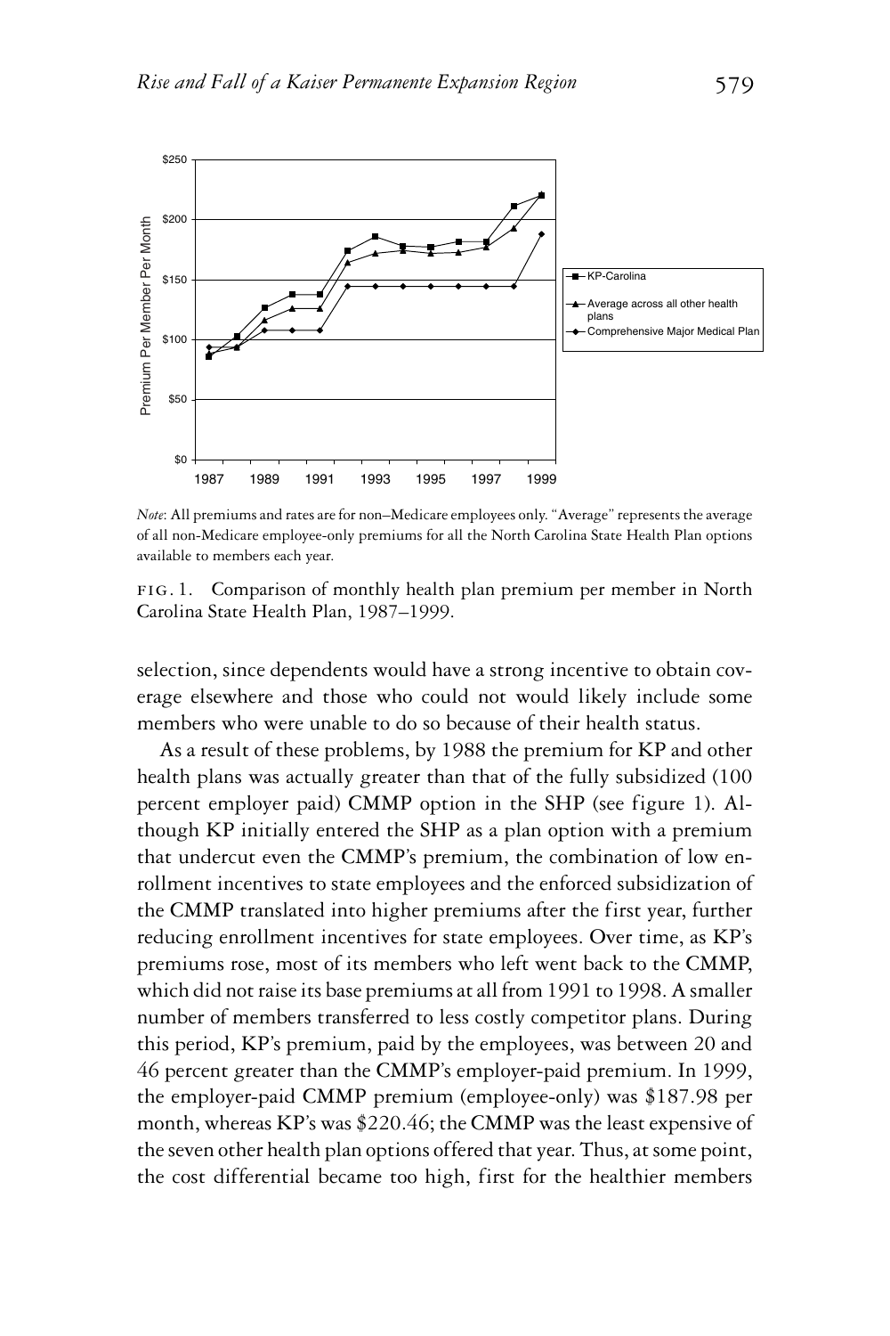*Note*: All premiums and rates are for non–Medicare employees only. "Average" represents the average of all non-Medicare employee-only premiums for all the North Carolina State Health Plan options available to members each year.

FIG. 1. Comparison of monthly health plan premium per member in North Carolina State Health Plan, 1987–1999.

selection, since dependents would have a strong incentive to obtain coverage elsewhere and those who could not would likely include some members who were unable to do so because of their health status.

As a result of these problems, by 1988 the premium for KP and other health plans was actually greater than that of the fully subsidized (100 percent employer paid) CMMP option in the SHP (see figure 1). Although KP initially entered the SHP as a plan option with a premium that undercut even the CMMP's premium, the combination of low enrollment incentives to state employees and the enforced subsidization of the CMMP translated into higher premiums after the first year, further reducing enrollment incentives for state employees. Over time, as KP's premiums rose, most of its members who left went back to the CMMP, which did not raise its base premiums at all from 1991 to 1998. A smaller number of members transferred to less costly competitor plans. During this period, KP's premium, paid by the employees, was between 20 and 46 percent greater than the CMMP's employer-paid premium. In 1999, the employer-paid CMMP premium (employee-only) was \$187.98 per month, whereas KP's was \$220.46; the CMMP was the least expensive of the seven other health plan options offered that year. Thus, at some point, the cost differential became too high, first for the healthier members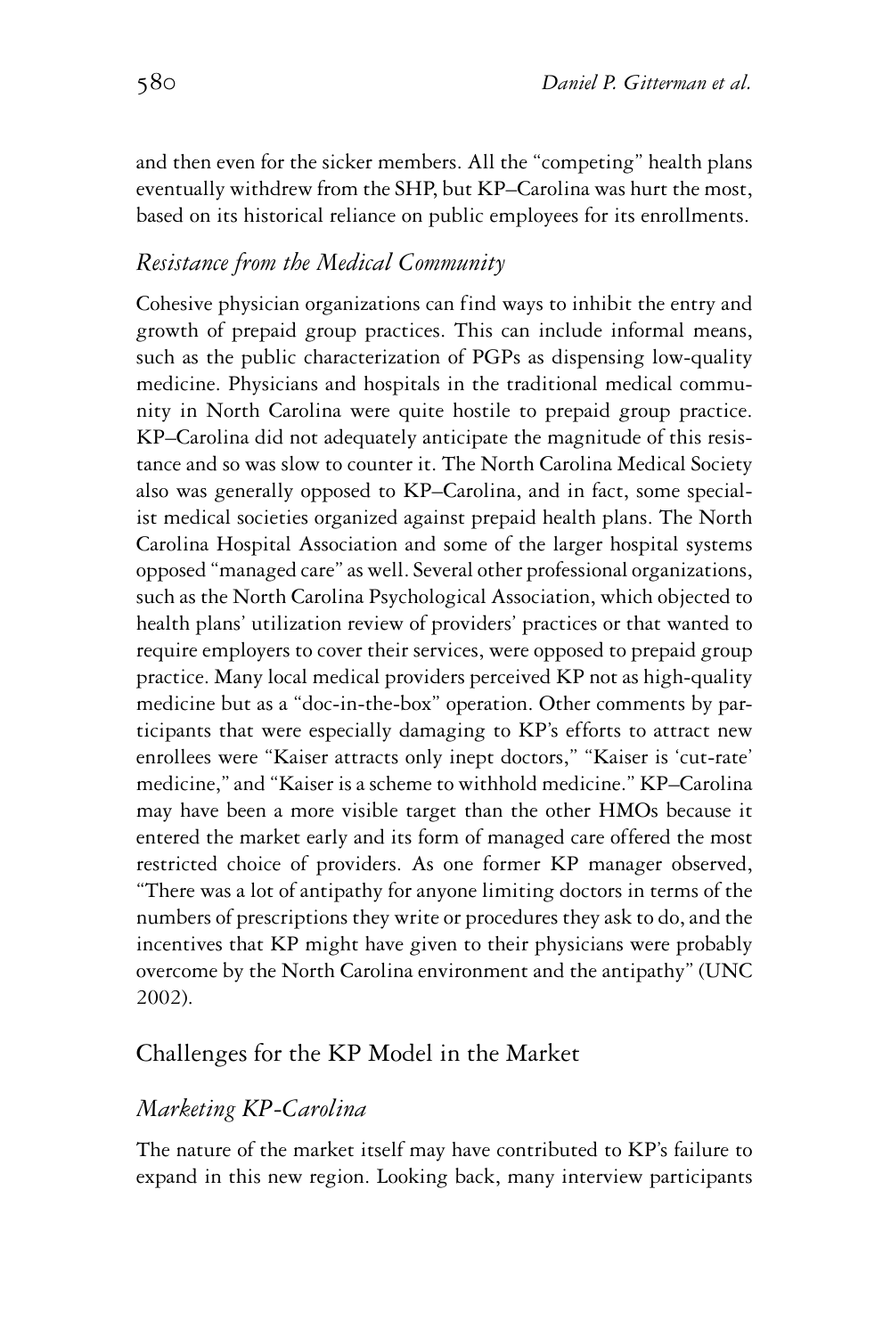and then even for the sicker members. All the "competing" health plans eventually withdrew from the SHP, but KP–Carolina was hurt the most, based on its historical reliance on public employees for its enrollments.

### *Resistance from the Medical Community*

Cohesive physician organizations can find ways to inhibit the entry and growth of prepaid group practices. This can include informal means, such as the public characterization of PGPs as dispensing low-quality medicine. Physicians and hospitals in the traditional medical community in North Carolina were quite hostile to prepaid group practice. KP–Carolina did not adequately anticipate the magnitude of this resistance and so was slow to counter it. The North Carolina Medical Society also was generally opposed to KP–Carolina, and in fact, some specialist medical societies organized against prepaid health plans. The North Carolina Hospital Association and some of the larger hospital systems opposed "managed care" as well. Several other professional organizations, such as the North Carolina Psychological Association, which objected to health plans' utilization review of providers' practices or that wanted to require employers to cover their services, were opposed to prepaid group practice. Many local medical providers perceived KP not as high-quality medicine but as a "doc-in-the-box" operation. Other comments by participants that were especially damaging to KP's efforts to attract new enrollees were "Kaiser attracts only inept doctors," "Kaiser is 'cut-rate' medicine," and "Kaiser is a scheme to withhold medicine." KP–Carolina may have been a more visible target than the other HMOs because it entered the market early and its form of managed care offered the most restricted choice of providers. As one former KP manager observed, "There was a lot of antipathy for anyone limiting doctors in terms of the numbers of prescriptions they write or procedures they ask to do, and the incentives that KP might have given to their physicians were probably overcome by the North Carolina environment and the antipathy" (UNC 2002).

## Challenges for the KP Model in the Market

### *Marketing KP-Carolina*

The nature of the market itself may have contributed to KP's failure to expand in this new region. Looking back, many interview participants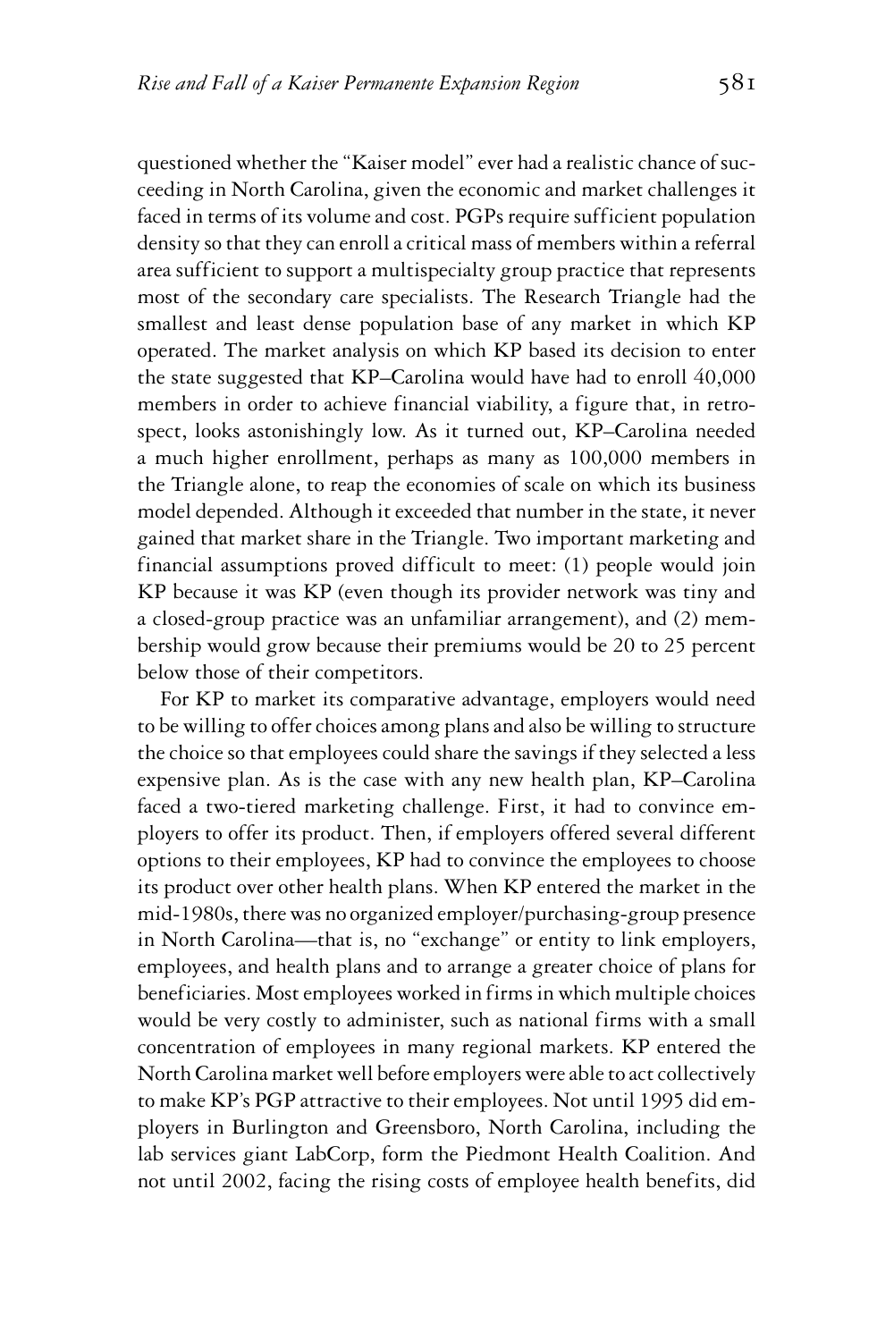questioned whether the "Kaiser model" ever had a realistic chance of succeeding in North Carolina, given the economic and market challenges it faced in terms of its volume and cost. PGPs require sufficient population density so that they can enroll a critical mass of members within a referral area sufficient to support a multispecialty group practice that represents most of the secondary care specialists. The Research Triangle had the smallest and least dense population base of any market in which KP operated. The market analysis on which KP based its decision to enter the state suggested that KP–Carolina would have had to enroll 40,000 members in order to achieve financial viability, a figure that, in retrospect, looks astonishingly low. As it turned out, KP–Carolina needed a much higher enrollment, perhaps as many as 100,000 members in the Triangle alone, to reap the economies of scale on which its business model depended. Although it exceeded that number in the state, it never gained that market share in the Triangle. Two important marketing and financial assumptions proved difficult to meet: (1) people would join KP because it was KP (even though its provider network was tiny and a closed-group practice was an unfamiliar arrangement), and (2) membership would grow because their premiums would be 20 to 25 percent below those of their competitors.

For KP to market its comparative advantage, employers would need to be willing to offer choices among plans and also be willing to structure the choice so that employees could share the savings if they selected a less expensive plan. As is the case with any new health plan, KP–Carolina faced a two-tiered marketing challenge. First, it had to convince employers to offer its product. Then, if employers offered several different options to their employees, KP had to convince the employees to choose its product over other health plans. When KP entered the market in the mid-1980s, there was no organized employer/purchasing-group presence in North Carolina—that is, no "exchange" or entity to link employers, employees, and health plans and to arrange a greater choice of plans for beneficiaries. Most employees worked in firms in which multiple choices would be very costly to administer, such as national firms with a small concentration of employees in many regional markets. KP entered the North Carolina market well before employers were able to act collectively to make KP's PGP attractive to their employees. Not until 1995 did employers in Burlington and Greensboro, North Carolina, including the lab services giant LabCorp, form the Piedmont Health Coalition. And not until 2002, facing the rising costs of employee health benefits, did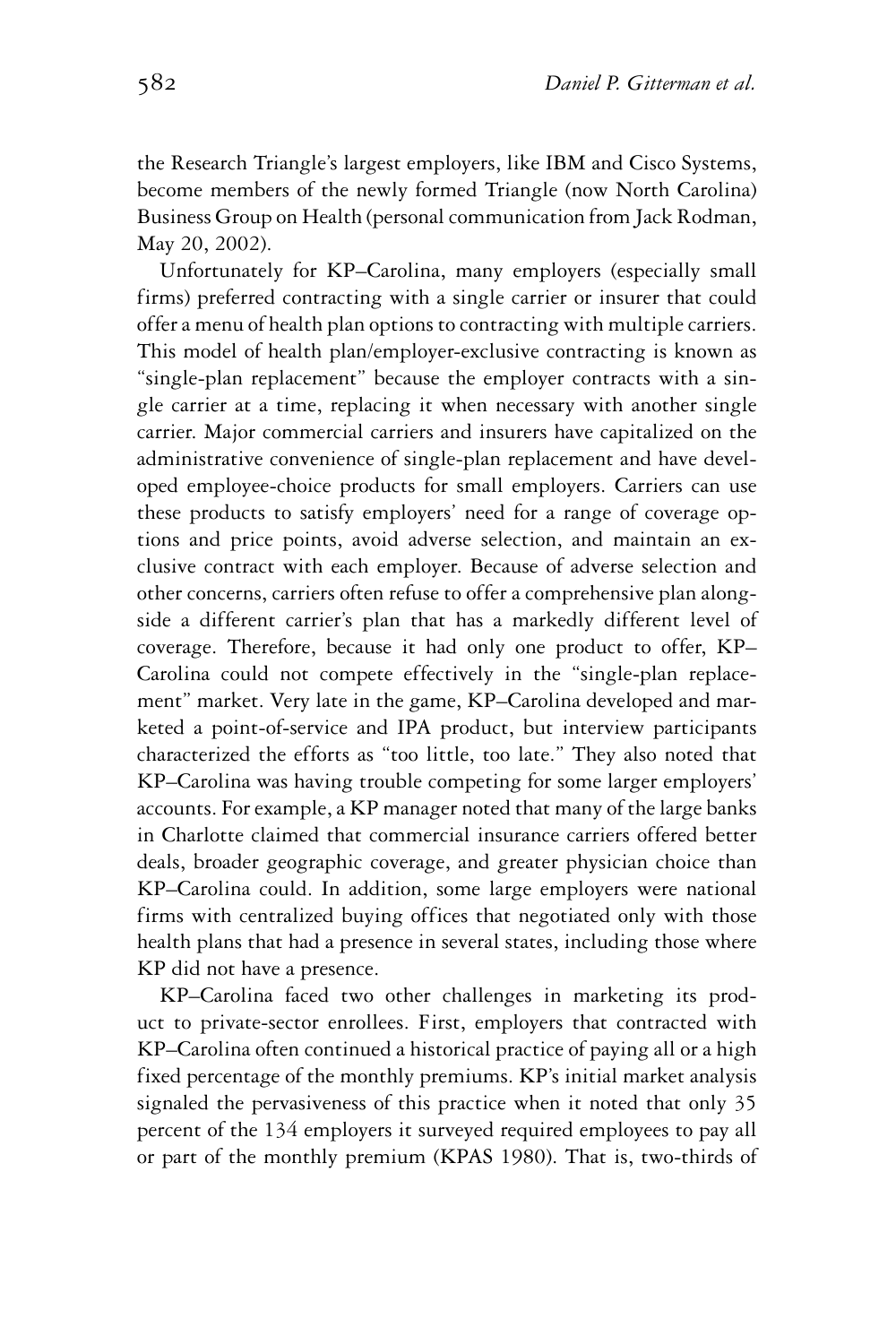the Research Triangle's largest employers, like IBM and Cisco Systems, become members of the newly formed Triangle (now North Carolina) Business Group on Health (personal communication from Jack Rodman, May 20, 2002).

Unfortunately for KP–Carolina, many employers (especially small firms) preferred contracting with a single carrier or insurer that could offer a menu of health plan options to contracting with multiple carriers. This model of health plan/employer-exclusive contracting is known as "single-plan replacement" because the employer contracts with a single carrier at a time, replacing it when necessary with another single carrier. Major commercial carriers and insurers have capitalized on the administrative convenience of single-plan replacement and have developed employee-choice products for small employers. Carriers can use these products to satisfy employers' need for a range of coverage options and price points, avoid adverse selection, and maintain an exclusive contract with each employer. Because of adverse selection and other concerns, carriers often refuse to offer a comprehensive plan alongside a different carrier's plan that has a markedly different level of coverage. Therefore, because it had only one product to offer, KP–Carolina could not compete effectively in the "single-plan replacement" market. Very late in the game, KP–Carolina developed and marketed a point-of-service and IPA product, but interview participants characterized the efforts as "too little, too late." They also noted that KP–Carolina was having trouble competing for some larger employers' accounts. For example, a KP manager noted that many of the large banks in Charlotte claimed that commercial insurance carriers offered better deals, broader geographic coverage, and greater physician choice than KP–Carolina could. In addition, some large employers were national firms with centralized buying offices that negotiated only with those health plans that had a presence in several states, including those where KP did not have a presence.

KP–Carolina faced two other challenges in marketing its product to private-sector enrollees. First, employers that contracted with KP–Carolina often continued a historical practice of paying all or a high fixed percentage of the monthly premiums. KP's initial market analysis signaled the pervasiveness of this practice when it noted that only 35 percent of the 134 employers it surveyed required employees to pay all or part of the monthly premium (KPAS 1980). That is, two-thirds of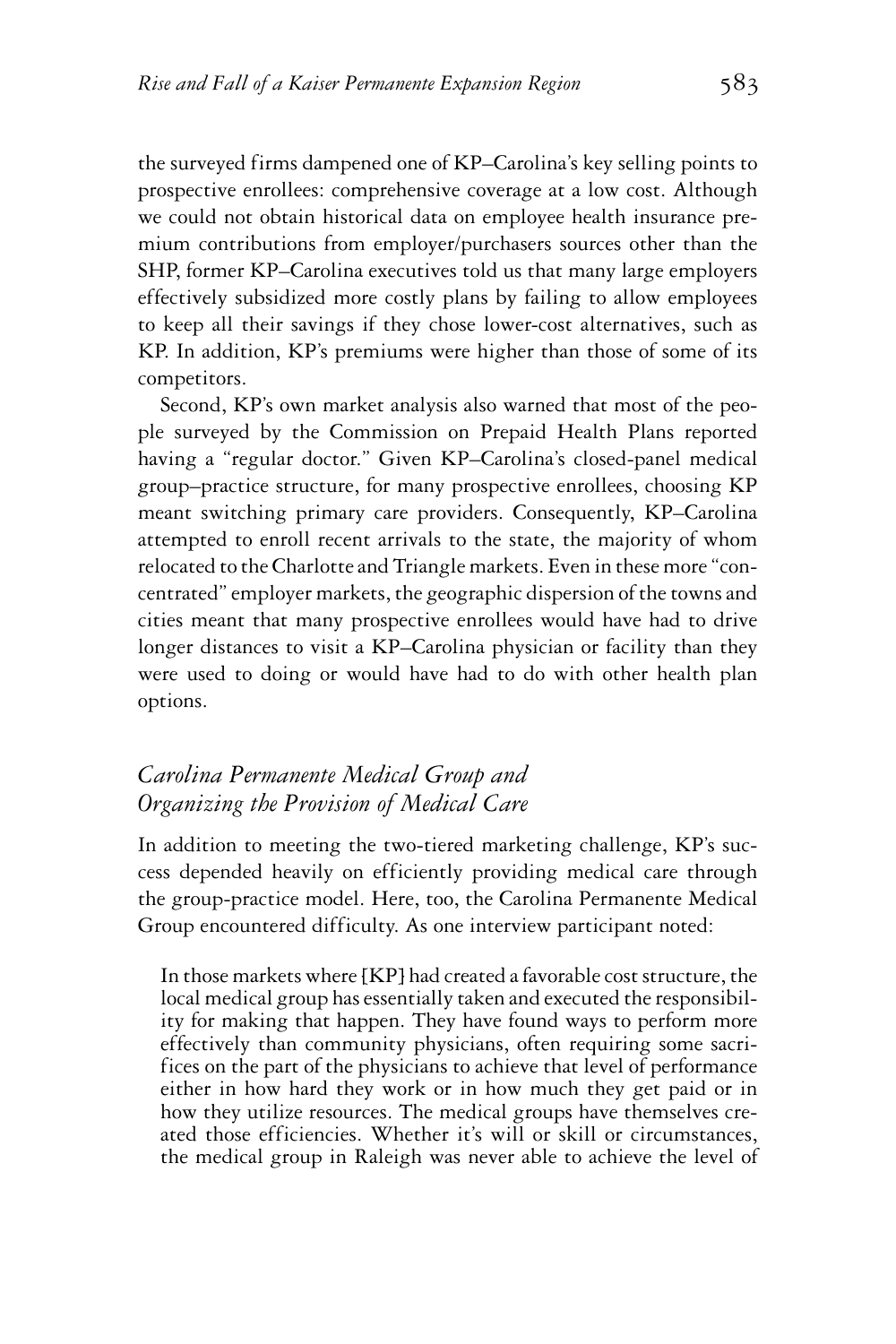the surveyed firms dampened one of KP–Carolina's key selling points to prospective enrollees: comprehensive coverage at a low cost. Although we could not obtain historical data on employee health insurance premium contributions from employer/purchasers sources other than the SHP, former KP–Carolina executives told us that many large employers effectively subsidized more costly plans by failing to allow employees to keep all their savings if they chose lower-cost alternatives, such as KP. In addition, KP's premiums were higher than those of some of its competitors.

Second, KP's own market analysis also warned that most of the people surveyed by the Commission on Prepaid Health Plans reported having a "regular doctor." Given KP–Carolina's closed-panel medical group–practice structure, for many prospective enrollees, choosing KP meant switching primary care providers. Consequently, KP–Carolina attempted to enroll recent arrivals to the state, the majority of whom relocated to the Charlotte and Triangle markets. Even in these more "concentrated" employer markets, the geographic dispersion of the towns and cities meant that many prospective enrollees would have had to drive longer distances to visit a KP–Carolina physician or facility than they were used to doing or would have had to do with other health plan options.

## *Carolina Permanente Medical Group and Organizing the Provision of Medical Care*

In addition to meeting the two-tiered marketing challenge, KP's success depended heavily on efficiently providing medical care through the group-practice model. Here, too, the Carolina Permanente Medical Group encountered difficulty. As one interview participant noted:

> In those markets where [KP] had created a favorable cost structure, the local medical group has essentially taken and executed the responsibility for making that happen. They have found ways to perform more effectively than community physicians, often requiring some sacrifices on the part of the physicians to achieve that level of performance either in how hard they work or in how much they get paid or in how they utilize resources. The medical groups have themselves created those efficiencies. Whether it's will or skill or circumstances, the medical group in Raleigh was never able to achieve the level of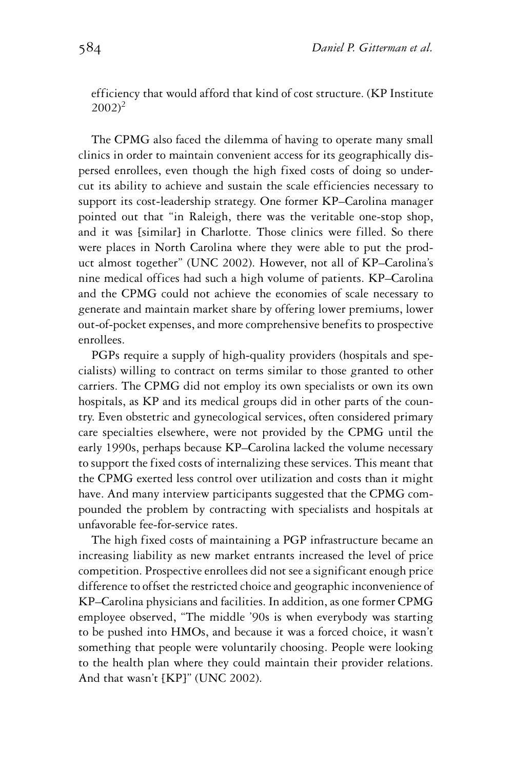efficiency that would afford that kind of cost structure. (KP Institute 2002)[2]

The CPMG also faced the dilemma of having to operate many small clinics in order to maintain convenient access for its geographically dispersed enrollees, even though the high fixed costs of doing so undercut its ability to achieve and sustain the scale efficiencies necessary to support its cost-leadership strategy. One former KP–Carolina manager pointed out that "in Raleigh, there was the veritable one-stop shop, and it was [similar] in Charlotte. Those clinics were filled. So there were places in North Carolina where they were able to put the product almost together" (UNC 2002). However, not all of KP–Carolina's nine medical offices had such a high volume of patients. KP–Carolina and the CPMG could not achieve the economies of scale necessary to generate and maintain market share by offering lower premiums, lower out-of-pocket expenses, and more comprehensive benefits to prospective enrollees.

PGPs require a supply of high-quality providers (hospitals and specialists) willing to contract on terms similar to those granted to other carriers. The CPMG did not employ its own specialists or own its own hospitals, as KP and its medical groups did in other parts of the country. Even obstetric and gynecological services, often considered primary care specialties elsewhere, were not provided by the CPMG until the early 1990s, perhaps because KP–Carolina lacked the volume necessary to support the fixed costs of internalizing these services. This meant that the CPMG exerted less control over utilization and costs than it might have. And many interview participants suggested that the CPMG compounded the problem by contracting with specialists and hospitals at unfavorable fee-for-service rates.

The high fixed costs of maintaining a PGP infrastructure became an increasing liability as new market entrants increased the level of price competition. Prospective enrollees did not see a significant enough price difference to offset the restricted choice and geographic inconvenience of KP–Carolina physicians and facilities. In addition, as one former CPMG employee observed, "The middle '90s is when everybody was starting to be pushed into HMOs, and because it was a forced choice, it wasn't something that people were voluntarily choosing. People were looking to the health plan where they could maintain their provider relations. And that wasn't [KP]" (UNC 2002).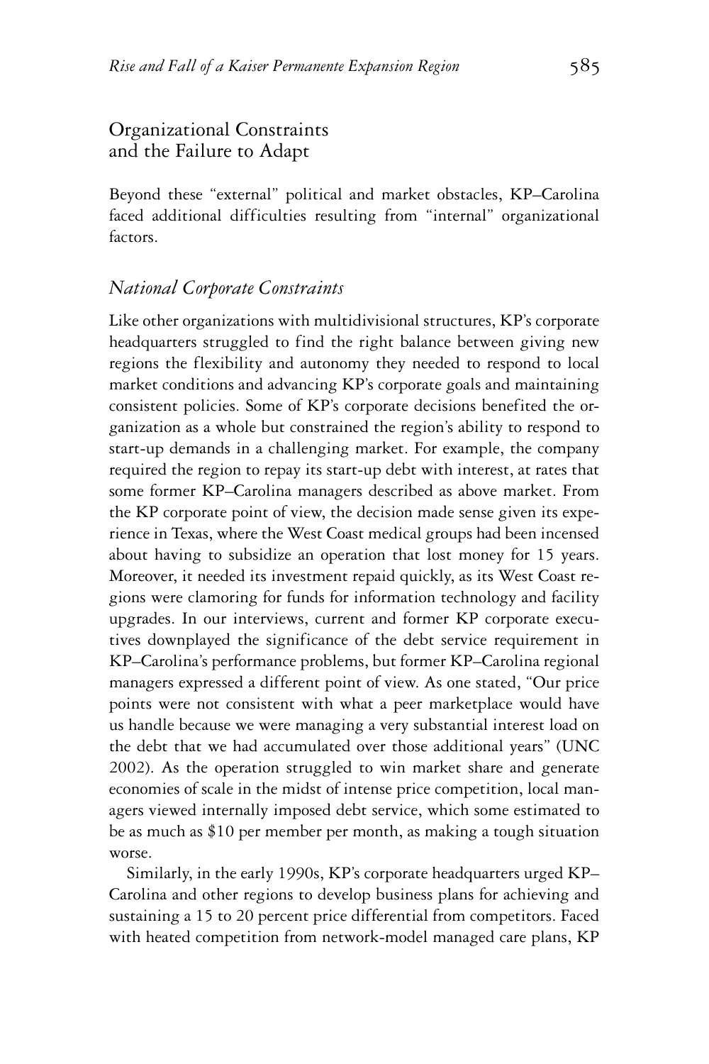## Organizational Constraints and the Failure to Adapt

Beyond these "external" political and market obstacles, KP–Carolina faced additional difficulties resulting from "internal" organizational factors.

### *National Corporate Constraints*

Like other organizations with multidivisional structures, KP's corporate headquarters struggled to find the right balance between giving new regions the flexibility and autonomy they needed to respond to local market conditions and advancing KP's corporate goals and maintaining consistent policies. Some of KP's corporate decisions benefited the organization as a whole but constrained the region's ability to respond to start-up demands in a challenging market. For example, the company required the region to repay its start-up debt with interest, at rates that some former KP–Carolina managers described as above market. From the KP corporate point of view, the decision made sense given its experience in Texas, where the West Coast medical groups had been incensed about having to subsidize an operation that lost money for 15 years. Moreover, it needed its investment repaid quickly, as its West Coast regions were clamoring for funds for information technology and facility upgrades. In our interviews, current and former KP corporate executives downplayed the significance of the debt service requirement in KP–Carolina's performance problems, but former KP–Carolina regional managers expressed a different point of view. As one stated, "Our price points were not consistent with what a peer marketplace would have us handle because we were managing a very substantial interest load on the debt that we had accumulated over those additional years" (UNC 2002). As the operation struggled to win market share and generate economies of scale in the midst of intense price competition, local managers viewed internally imposed debt service, which some estimated to be as much as $10 per member per month, as making a tough situation worse.

Similarly, in the early 1990s, KP's corporate headquarters urged KP–Carolina and other regions to develop business plans for achieving and sustaining a 15 to 20 percent price differential from competitors. Faced with heated competition from network-model managed care plans, KP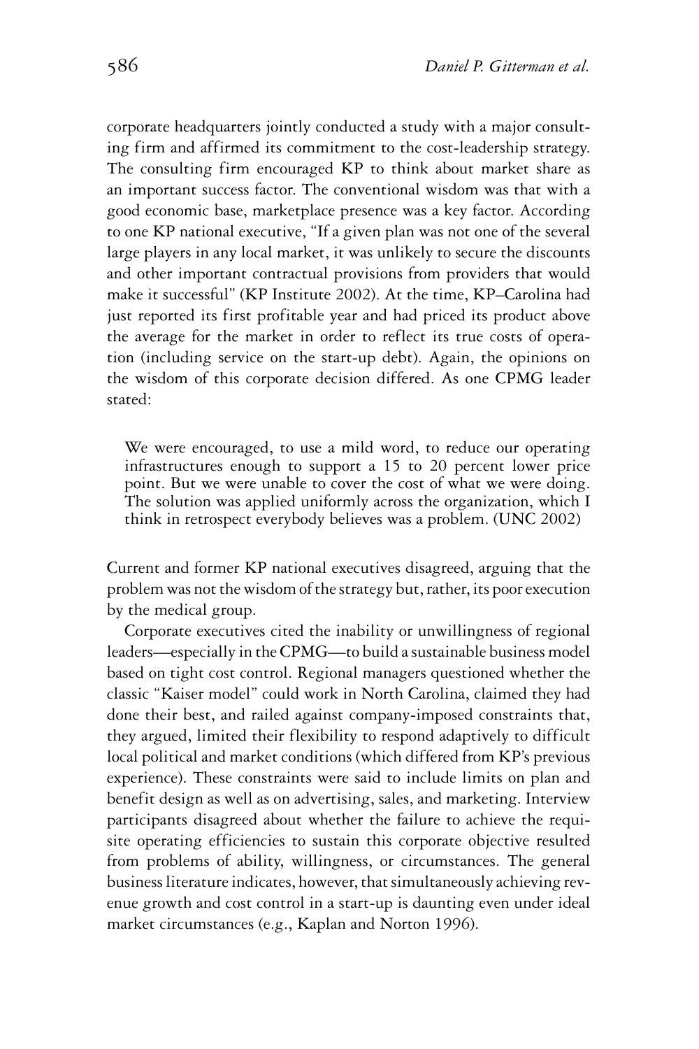corporate headquarters jointly conducted a study with a major consulting firm and affirmed its commitment to the cost-leadership strategy. The consulting firm encouraged KP to think about market share as an important success factor. The conventional wisdom was that with a good economic base, marketplace presence was a key factor. According to one KP national executive, "If a given plan was not one of the several large players in any local market, it was unlikely to secure the discounts and other important contractual provisions from providers that would make it successful" (KP Institute 2002). At the time, KP–Carolina had just reported its first profitable year and had priced its product above the average for the market in order to reflect its true costs of operation (including service on the start-up debt). Again, the opinions on the wisdom of this corporate decision differed. As one CPMG leader stated:

> We were encouraged, to use a mild word, to reduce our operating infrastructures enough to support a 15 to 20 percent lower price point. But we were unable to cover the cost of what we were doing. The solution was applied uniformly across the organization, which I think in retrospect everybody believes was a problem. (UNC 2002)

Current and former KP national executives disagreed, arguing that the problem was not the wisdom of the strategy but, rather, its poor execution by the medical group.

Corporate executives cited the inability or unwillingness of regional leaders—especially in the CPMG—to build a sustainable business model based on tight cost control. Regional managers questioned whether the classic "Kaiser model" could work in North Carolina, claimed they had done their best, and railed against company-imposed constraints that, they argued, limited their flexibility to respond adaptively to difficult local political and market conditions (which differed from KP's previous experience). These constraints were said to include limits on plan and benefit design as well as on advertising, sales, and marketing. Interview participants disagreed about whether the failure to achieve the requisite operating efficiencies to sustain this corporate objective resulted from problems of ability, willingness, or circumstances. The general business literature indicates, however, that simultaneously achieving revenue growth and cost control in a start-up is daunting even under ideal market circumstances (e.g., Kaplan and Norton 1996).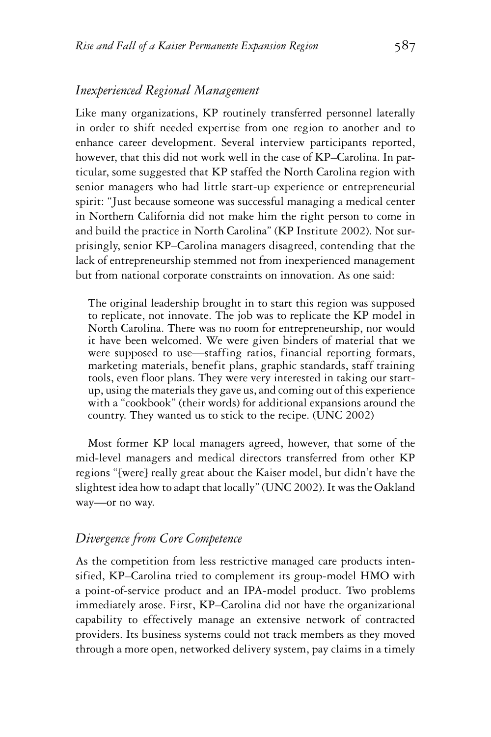## *Inexperienced Regional Management*

Like many organizations, KP routinely transferred personnel laterally in order to shift needed expertise from one region to another and to enhance career development. Several interview participants reported, however, that this did not work well in the case of KP–Carolina. In particular, some suggested that KP staffed the North Carolina region with senior managers who had little start-up experience or entrepreneurial spirit: "Just because someone was successful managing a medical center in Northern California did not make him the right person to come in and build the practice in North Carolina" (KP Institute 2002). Not surprisingly, senior KP–Carolina managers disagreed, contending that the lack of entrepreneurship stemmed not from inexperienced management but from national corporate constraints on innovation. As one said:

> The original leadership brought in to start this region was supposed to replicate, not innovate. The job was to replicate the KP model in North Carolina. There was no room for entrepreneurship, nor would it have been welcomed. We were given binders of material that we were supposed to use—staffing ratios, financial reporting formats, marketing materials, benefit plans, graphic standards, staff training tools, even floor plans. They were very interested in taking our start-up, using the materials they gave us, and coming out of this experience with a "cookbook" (their words) for additional expansions around the country. They wanted us to stick to the recipe. (UNC 2002)

Most former KP local managers agreed, however, that some of the mid-level managers and medical directors transferred from other KP regions "[were] really great about the Kaiser model, but didn't have the slightest idea how to adapt that locally" (UNC 2002). It was the Oakland way—or no way.

## *Divergence from Core Competence*

As the competition from less restrictive managed care products intensified, KP–Carolina tried to complement its group-model HMO with a point-of-service product and an IPA-model product. Two problems immediately arose. First, KP–Carolina did not have the organizational capability to effectively manage an extensive network of contracted providers. Its business systems could not track members as they moved through a more open, networked delivery system, pay claims in a timely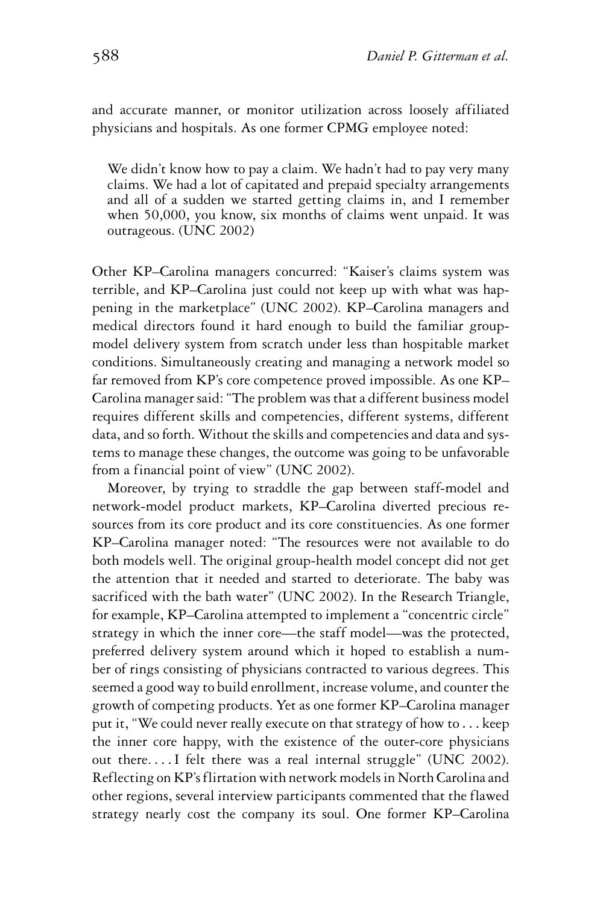and accurate manner, or monitor utilization across loosely affiliated physicians and hospitals. As one former CPMG employee noted:

> We didn't know how to pay a claim. We hadn't had to pay very many claims. We had a lot of capitated and prepaid specialty arrangements and all of a sudden we started getting claims in, and I remember when 50,000, you know, six months of claims went unpaid. It was outrageous. (UNC 2002)

Other KP–Carolina managers concurred: "Kaiser's claims system was terrible, and KP–Carolina just could not keep up with what was happening in the marketplace" (UNC 2002). KP–Carolina managers and medical directors found it hard enough to build the familiar group-model delivery system from scratch under less than hospitable market conditions. Simultaneously creating and managing a network model so far removed from KP's core competence proved impossible. As one KP–Carolina manager said: "The problem was that a different business model requires different skills and competencies, different systems, different data, and so forth. Without the skills and competencies and data and systems to manage these changes, the outcome was going to be unfavorable from a financial point of view" (UNC 2002).

Moreover, by trying to straddle the gap between staff-model and network-model product markets, KP–Carolina diverted precious resources from its core product and its core constituencies. As one former KP–Carolina manager noted: "The resources were not available to do both models well. The original group-health model concept did not get the attention that it needed and started to deteriorate. The baby was sacrificed with the bath water" (UNC 2002). In the Research Triangle, for example, KP–Carolina attempted to implement a "concentric circle" strategy in which the inner core—the staff model—was the protected, preferred delivery system around which it hoped to establish a number of rings consisting of physicians contracted to various degrees. This seemed a good way to build enrollment, increase volume, and counter the growth of competing products. Yet as one former KP–Carolina manager put it, "We could never really execute on that strategy of how to . . . keep the inner core happy, with the existence of the outer-core physicians out there. . . . I felt there was a real internal struggle" (UNC 2002). Reflecting on KP's flirtation with network models in North Carolina and other regions, several interview participants commented that the flawed strategy nearly cost the company its soul. One former KP–Carolina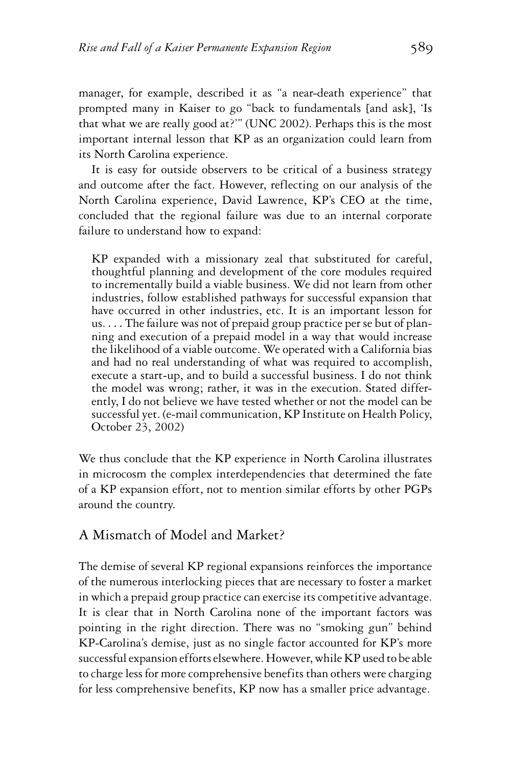manager, for example, described it as "a near-death experience" that prompted many in Kaiser to go "back to fundamentals [and ask], 'Is that what we are really good at?'" (UNC 2002). Perhaps this is the most important internal lesson that KP as an organization could learn from its North Carolina experience.

It is easy for outside observers to be critical of a business strategy and outcome after the fact. However, reflecting on our analysis of the North Carolina experience, David Lawrence, KP's CEO at the time, concluded that the regional failure was due to an internal corporate failure to understand how to expand:

> KP expanded with a missionary zeal that substituted for careful, thoughtful planning and development of the core modules required to incrementally build a viable business. We did not learn from other industries, follow established pathways for successful expansion that have occurred in other industries, etc. It is an important lesson for us. . . . The failure was not of prepaid group practice per se but of planning and execution of a prepaid model in a way that would increase the likelihood of a viable outcome. We operated with a California bias and had no real understanding of what was required to accomplish, execute a start-up, and to build a successful business. I do not think the model was wrong; rather, it was in the execution. Stated differently, I do not believe we have tested whether or not the model can be successful yet. (e-mail communication, KP Institute on Health Policy, October 23, 2002)

We thus conclude that the KP experience in North Carolina illustrates in microcosm the complex interdependencies that determined the fate of a KP expansion effort, not to mention similar efforts by other PGPs around the country.

## A Mismatch of Model and Market?

The demise of several KP regional expansions reinforces the importance of the numerous interlocking pieces that are necessary to foster a market in which a prepaid group practice can exercise its competitive advantage. It is clear that in North Carolina none of the important factors was pointing in the right direction. There was no "smoking gun" behind KP-Carolina's demise, just as no single factor accounted for KP's more successful expansion efforts elsewhere. However, while KP used to be able to charge less for more comprehensive benefits than others were charging for less comprehensive benefits, KP now has a smaller price advantage.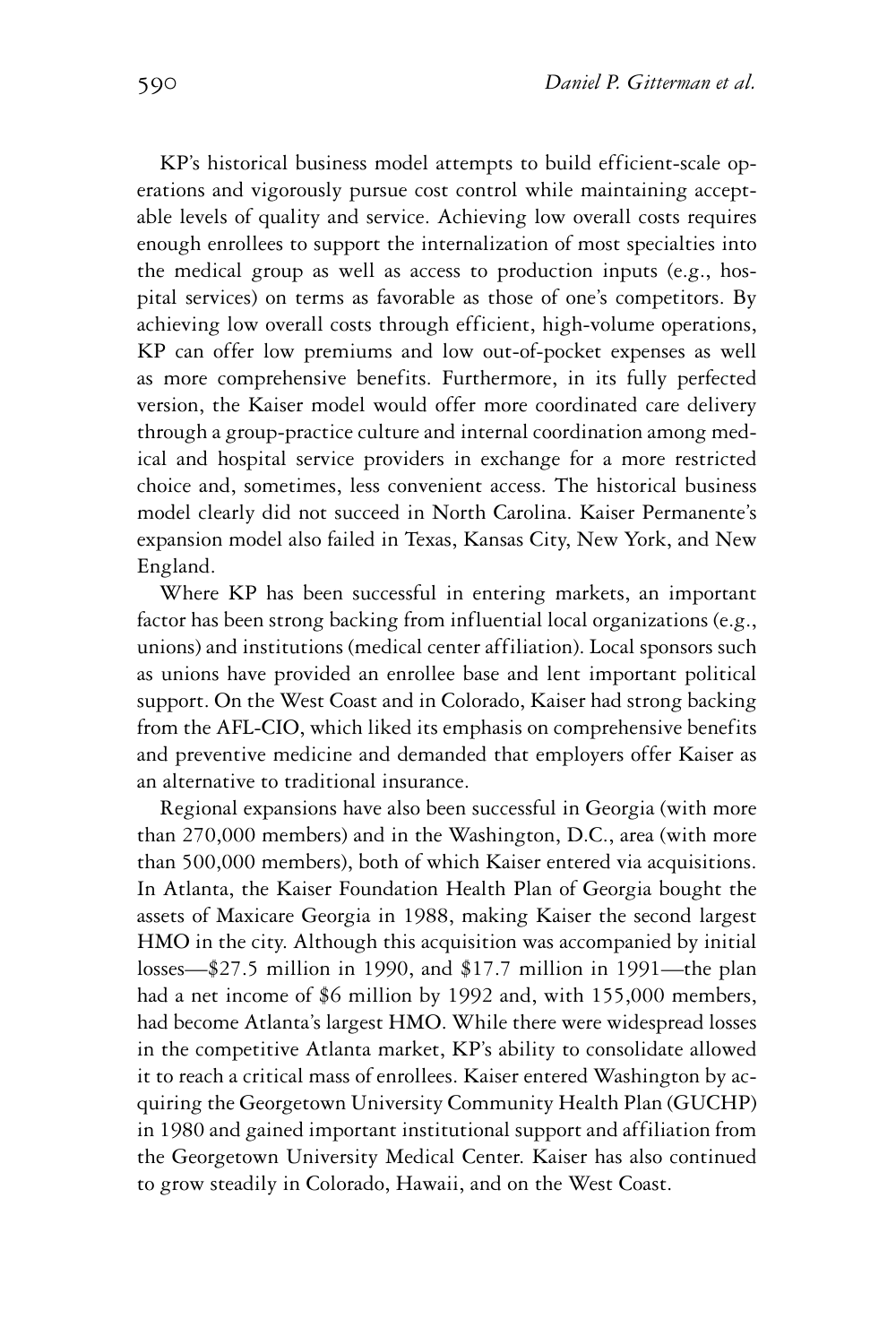KP's historical business model attempts to build efficient-scale operations and vigorously pursue cost control while maintaining acceptable levels of quality and service. Achieving low overall costs requires enough enrollees to support the internalization of most specialties into the medical group as well as access to production inputs (e.g., hospital services) on terms as favorable as those of one's competitors. By achieving low overall costs through efficient, high-volume operations, KP can offer low premiums and low out-of-pocket expenses as well as more comprehensive benefits. Furthermore, in its fully perfected version, the Kaiser model would offer more coordinated care delivery through a group-practice culture and internal coordination among medical and hospital service providers in exchange for a more restricted choice and, sometimes, less convenient access. The historical business model clearly did not succeed in North Carolina. Kaiser Permanente's expansion model also failed in Texas, Kansas City, New York, and New England.

Where KP has been successful in entering markets, an important factor has been strong backing from influential local organizations (e.g., unions) and institutions (medical center affiliation). Local sponsors such as unions have provided an enrollee base and lent important political support. On the West Coast and in Colorado, Kaiser had strong backing from the AFL-CIO, which liked its emphasis on comprehensive benefits and preventive medicine and demanded that employers offer Kaiser as an alternative to traditional insurance.

Regional expansions have also been successful in Georgia (with more than 270,000 members) and in the Washington, D.C., area (with more than 500,000 members), both of which Kaiser entered via acquisitions. In Atlanta, the Kaiser Foundation Health Plan of Georgia bought the assets of Maxicare Georgia in 1988, making Kaiser the second largest HMO in the city. Although this acquisition was accompanied by initial losses—$27.5 million in 1990, and $17.7 million in 1991—the plan had a net income of $6 million by 1992 and, with 155,000 members, had become Atlanta's largest HMO. While there were widespread losses in the competitive Atlanta market, KP's ability to consolidate allowed it to reach a critical mass of enrollees. Kaiser entered Washington by acquiring the Georgetown University Community Health Plan (GUCHP) in 1980 and gained important institutional support and affiliation from the Georgetown University Medical Center. Kaiser has also continued to grow steadily in Colorado, Hawaii, and on the West Coast.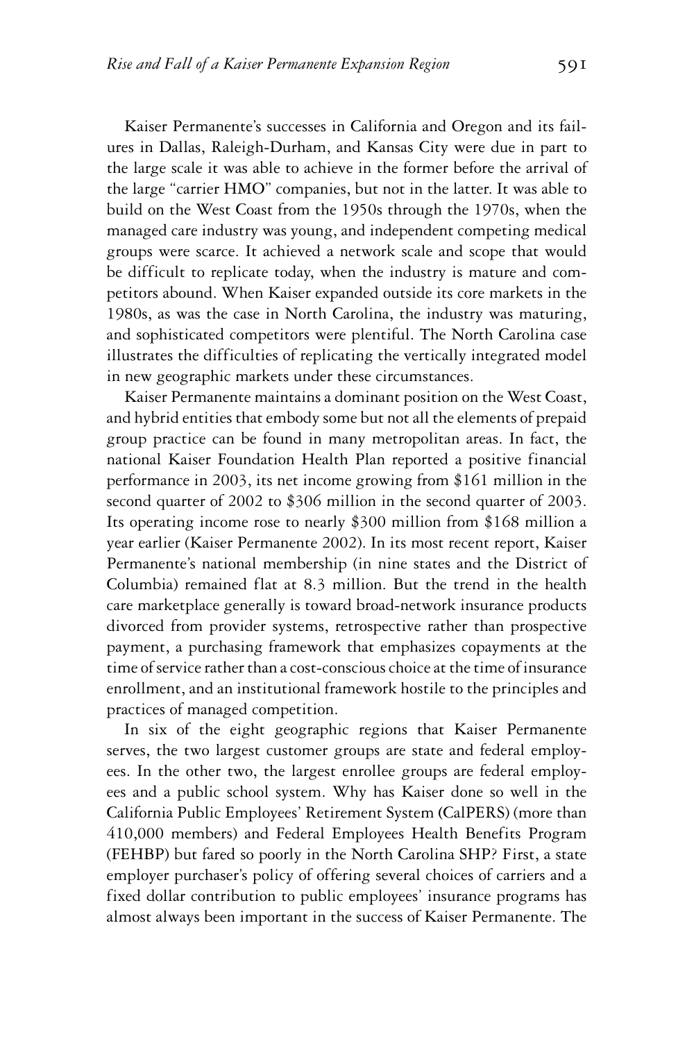Kaiser Permanente's successes in California and Oregon and its failures in Dallas, Raleigh-Durham, and Kansas City were due in part to the large scale it was able to achieve in the former before the arrival of the large "carrier HMO" companies, but not in the latter. It was able to build on the West Coast from the 1950s through the 1970s, when the managed care industry was young, and independent competing medical groups were scarce. It achieved a network scale and scope that would be difficult to replicate today, when the industry is mature and competitors abound. When Kaiser expanded outside its core markets in the 1980s, as was the case in North Carolina, the industry was maturing, and sophisticated competitors were plentiful. The North Carolina case illustrates the difficulties of replicating the vertically integrated model in new geographic markets under these circumstances.

Kaiser Permanente maintains a dominant position on the West Coast, and hybrid entities that embody some but not all the elements of prepaid group practice can be found in many metropolitan areas. In fact, the national Kaiser Foundation Health Plan reported a positive financial performance in 2003, its net income growing from $161 million in the second quarter of 2002 to $306 million in the second quarter of 2003. Its operating income rose to nearly $300 million from $168 million a year earlier (Kaiser Permanente 2002). In its most recent report, Kaiser Permanente's national membership (in nine states and the District of Columbia) remained flat at 8.3 million. But the trend in the health care marketplace generally is toward broad-network insurance products divorced from provider systems, retrospective rather than prospective payment, a purchasing framework that emphasizes copayments at the time of service rather than a cost-conscious choice at the time of insurance enrollment, and an institutional framework hostile to the principles and practices of managed competition.

In six of the eight geographic regions that Kaiser Permanente serves, the two largest customer groups are state and federal employees. In the other two, the largest enrollee groups are federal employees and a public school system. Why has Kaiser done so well in the California Public Employees' Retirement System (CalPERS) (more than 410,000 members) and Federal Employees Health Benefits Program (FEHBP) but fared so poorly in the North Carolina SHP? First, a state employer purchaser's policy of offering several choices of carriers and a fixed dollar contribution to public employees' insurance programs has almost always been important in the success of Kaiser Permanente. The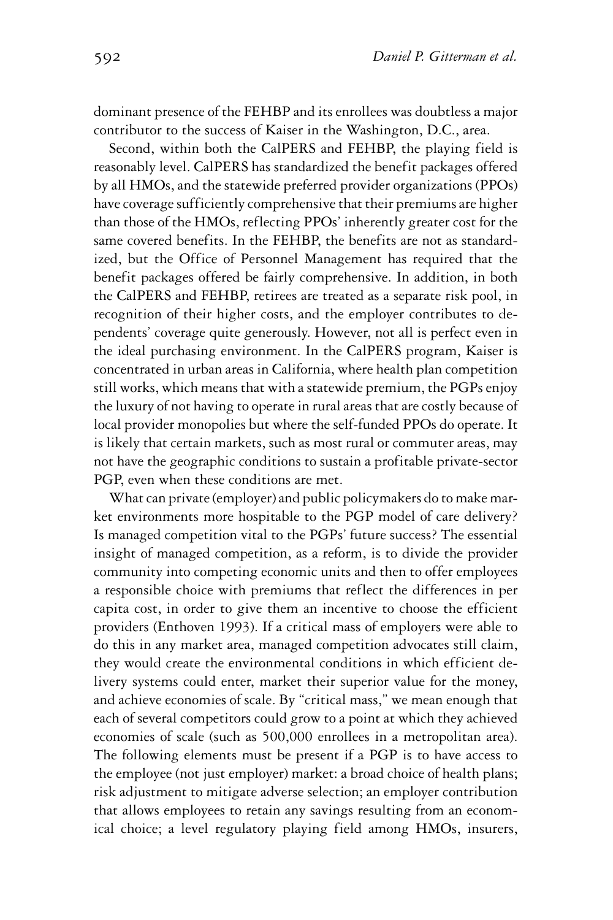dominant presence of the FEHBP and its enrollees was doubtless a major contributor to the success of Kaiser in the Washington, D.C., area.

Second, within both the CalPERS and FEHBP, the playing field is reasonably level. CalPERS has standardized the benefit packages offered by all HMOs, and the statewide preferred provider organizations (PPOs) have coverage sufficiently comprehensive that their premiums are higher than those of the HMOs, reflecting PPOs' inherently greater cost for the same covered benefits. In the FEHBP, the benefits are not as standardized, but the Office of Personnel Management has required that the benefit packages offered be fairly comprehensive. In addition, in both the CalPERS and FEHBP, retirees are treated as a separate risk pool, in recognition of their higher costs, and the employer contributes to dependents' coverage quite generously. However, not all is perfect even in the ideal purchasing environment. In the CalPERS program, Kaiser is concentrated in urban areas in California, where health plan competition still works, which means that with a statewide premium, the PGPs enjoy the luxury of not having to operate in rural areas that are costly because of local provider monopolies but where the self-funded PPOs do operate. It is likely that certain markets, such as most rural or commuter areas, may not have the geographic conditions to sustain a profitable private-sector PGP, even when these conditions are met.

What can private (employer) and public policymakers do to make market environments more hospitable to the PGP model of care delivery? Is managed competition vital to the PGPs' future success? The essential insight of managed competition, as a reform, is to divide the provider community into competing economic units and then to offer employees a responsible choice with premiums that reflect the differences in per capita cost, in order to give them an incentive to choose the efficient providers (Enthoven 1993). If a critical mass of employers were able to do this in any market area, managed competition advocates still claim, they would create the environmental conditions in which efficient delivery systems could enter, market their superior value for the money, and achieve economies of scale. By "critical mass," we mean enough that each of several competitors could grow to a point at which they achieved economies of scale (such as 500,000 enrollees in a metropolitan area). The following elements must be present if a PGP is to have access to the employee (not just employer) market: a broad choice of health plans; risk adjustment to mitigate adverse selection; an employer contribution that allows employees to retain any savings resulting from an economical choice; a level regulatory playing field among HMOs, insurers,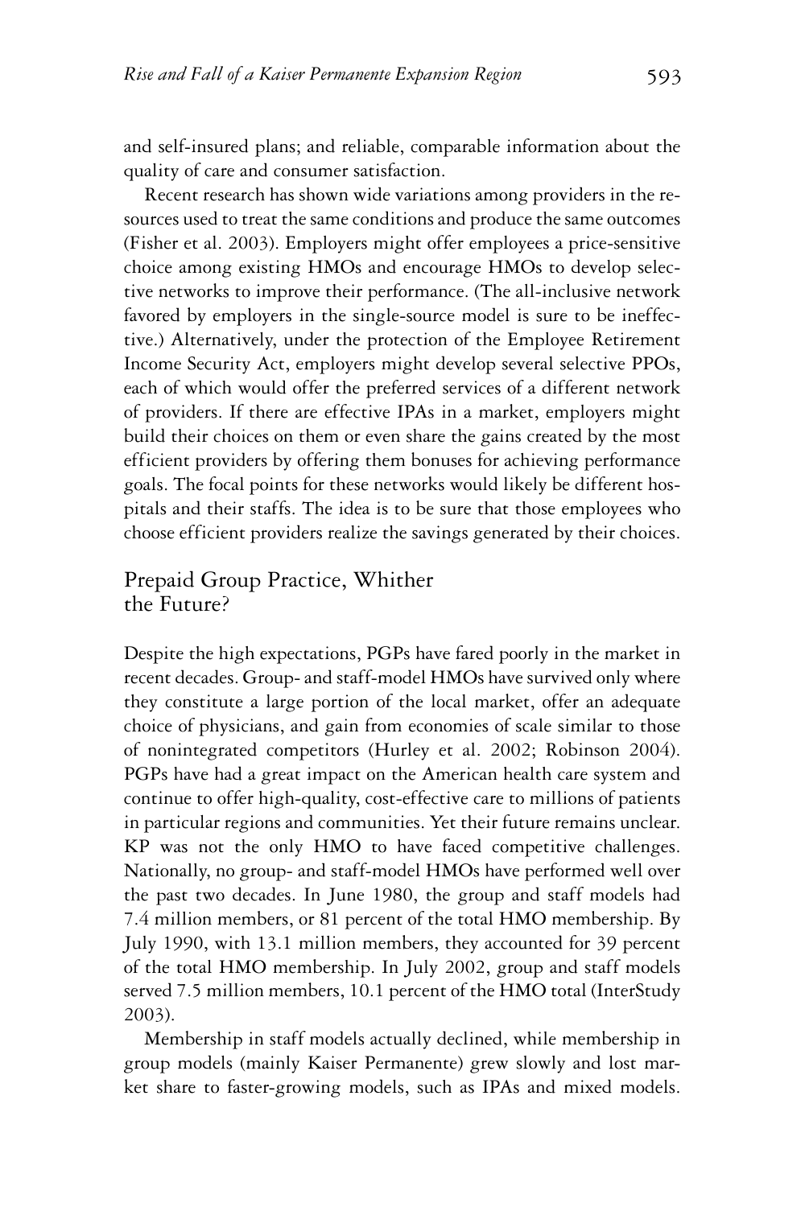and self-insured plans; and reliable, comparable information about the quality of care and consumer satisfaction.

Recent research has shown wide variations among providers in the resources used to treat the same conditions and produce the same outcomes (Fisher et al. 2003). Employers might offer employees a price-sensitive choice among existing HMOs and encourage HMOs to develop selective networks to improve their performance. (The all-inclusive network favored by employers in the single-source model is sure to be ineffective.) Alternatively, under the protection of the Employee Retirement Income Security Act, employers might develop several selective PPOs, each of which would offer the preferred services of a different network of providers. If there are effective IPAs in a market, employers might build their choices on them or even share the gains created by the most efficient providers by offering them bonuses for achieving performance goals. The focal points for these networks would likely be different hospitals and their staffs. The idea is to be sure that those employees who choose efficient providers realize the savings generated by their choices.

## Prepaid Group Practice, Whither the Future?

Despite the high expectations, PGPs have fared poorly in the market in recent decades. Group- and staff-model HMOs have survived only where they constitute a large portion of the local market, offer an adequate choice of physicians, and gain from economies of scale similar to those of nonintegrated competitors (Hurley et al. 2002; Robinson 2004). PGPs have had a great impact on the American health care system and continue to offer high-quality, cost-effective care to millions of patients in particular regions and communities. Yet their future remains unclear. KP was not the only HMO to have faced competitive challenges. Nationally, no group- and staff-model HMOs have performed well over the past two decades. In June 1980, the group and staff models had 7.4 million members, or 81 percent of the total HMO membership. By July 1990, with 13.1 million members, they accounted for 39 percent of the total HMO membership. In July 2002, group and staff models served 7.5 million members, 10.1 percent of the HMO total (InterStudy 2003).

Membership in staff models actually declined, while membership in group models (mainly Kaiser Permanente) grew slowly and lost market share to faster-growing models, such as IPAs and mixed models.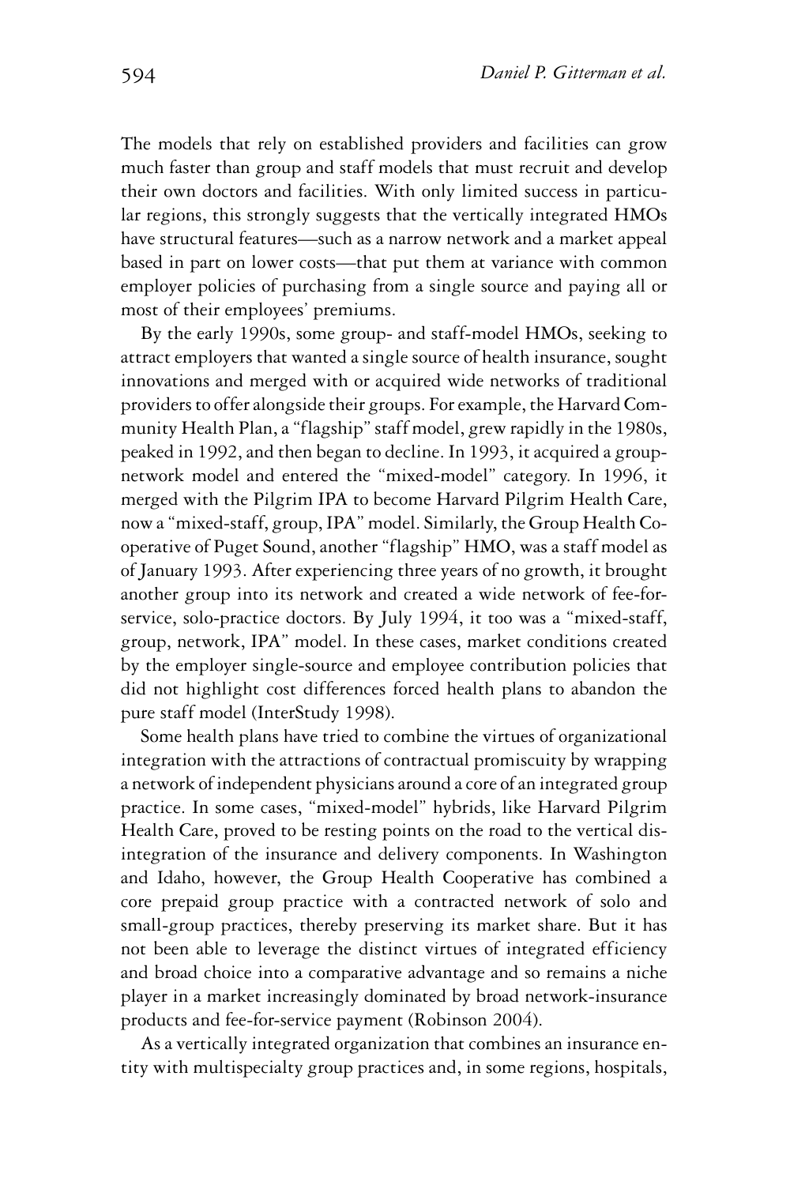The models that rely on established providers and facilities can grow much faster than group and staff models that must recruit and develop their own doctors and facilities. With only limited success in particular regions, this strongly suggests that the vertically integrated HMOs have structural features—such as a narrow network and a market appeal based in part on lower costs—that put them at variance with common employer policies of purchasing from a single source and paying all or most of their employees' premiums.

By the early 1990s, some group- and staff-model HMOs, seeking to attract employers that wanted a single source of health insurance, sought innovations and merged with or acquired wide networks of traditional providers to offer alongside their groups. For example, the Harvard Community Health Plan, a "flagship" staff model, grew rapidly in the 1980s, peaked in 1992, and then began to decline. In 1993, it acquired a group-network model and entered the "mixed-model" category. In 1996, it merged with the Pilgrim IPA to become Harvard Pilgrim Health Care, now a "mixed-staff, group, IPA" model. Similarly, the Group Health Cooperative of Puget Sound, another "flagship" HMO, was a staff model as of January 1993. After experiencing three years of no growth, it brought another group into its network and created a wide network of fee-for-service, solo-practice doctors. By July 1994, it too was a "mixed-staff, group, network, IPA" model. In these cases, market conditions created by the employer single-source and employee contribution policies that did not highlight cost differences forced health plans to abandon the pure staff model (InterStudy 1998).

Some health plans have tried to combine the virtues of organizational integration with the attractions of contractual promiscuity by wrapping a network of independent physicians around a core of an integrated group practice. In some cases, "mixed-model" hybrids, like Harvard Pilgrim Health Care, proved to be resting points on the road to the vertical disintegration of the insurance and delivery components. In Washington and Idaho, however, the Group Health Cooperative has combined a core prepaid group practice with a contracted network of solo and small-group practices, thereby preserving its market share. But it has not been able to leverage the distinct virtues of integrated efficiency and broad choice into a comparative advantage and so remains a niche player in a market increasingly dominated by broad network-insurance products and fee-for-service payment (Robinson 2004).

As a vertically integrated organization that combines an insurance entity with multispecialty group practices and, in some regions, hospitals,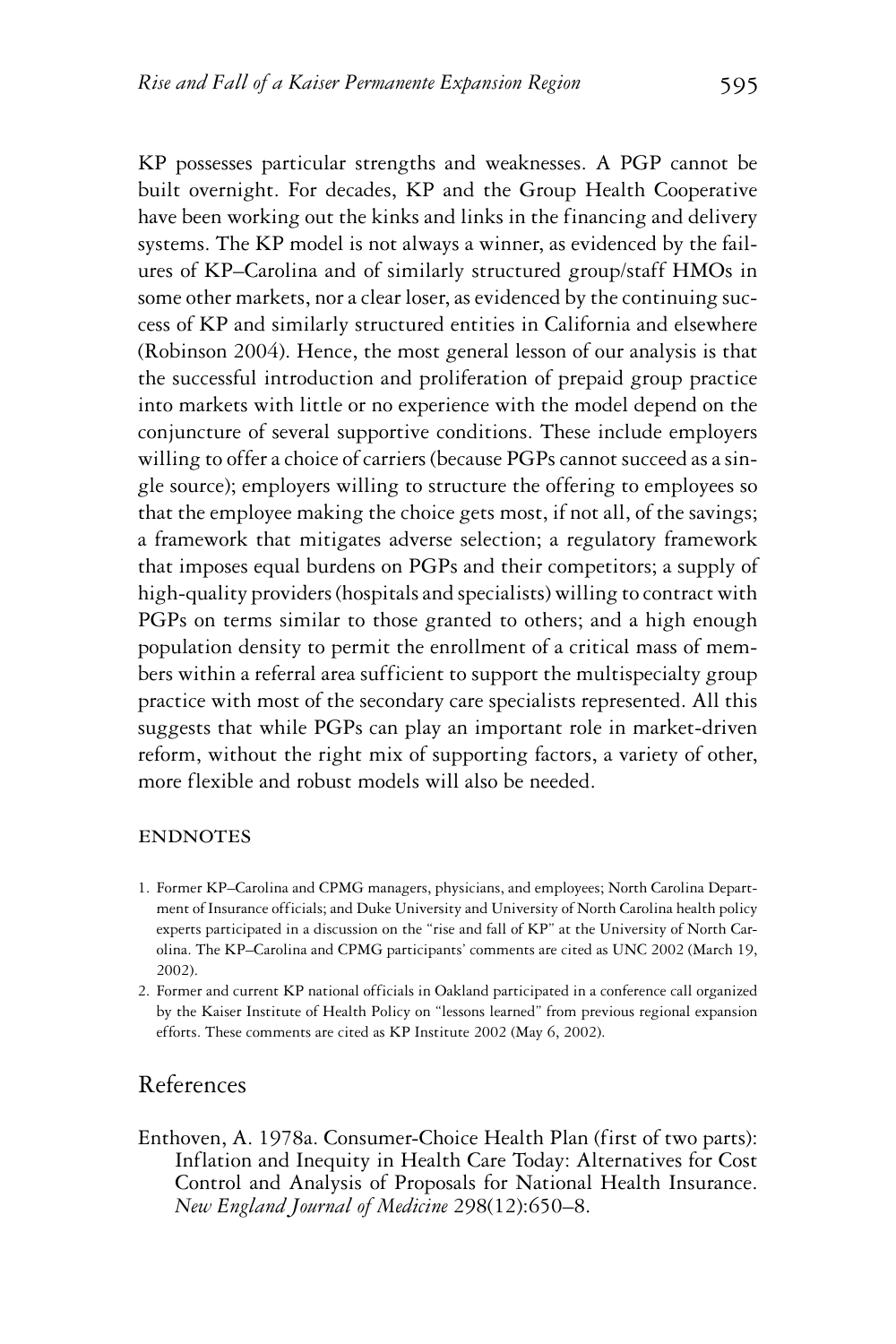KP possesses particular strengths and weaknesses. A PGP cannot be built overnight. For decades, KP and the Group Health Cooperative have been working out the kinks and links in the financing and delivery systems. The KP model is not always a winner, as evidenced by the failures of KP–Carolina and of similarly structured group/staff HMOs in some other markets, nor a clear loser, as evidenced by the continuing success of KP and similarly structured entities in California and elsewhere (Robinson 2004). Hence, the most general lesson of our analysis is that the successful introduction and proliferation of prepaid group practice into markets with little or no experience with the model depend on the conjuncture of several supportive conditions. These include employers willing to offer a choice of carriers (because PGPs cannot succeed as a single source); employers willing to structure the offering to employees so that the employee making the choice gets most, if not all, of the savings; a framework that mitigates adverse selection; a regulatory framework that imposes equal burdens on PGPs and their competitors; a supply of high-quality providers (hospitals and specialists) willing to contract with PGPs on terms similar to those granted to others; and a high enough population density to permit the enrollment of a critical mass of members within a referral area sufficient to support the multispecialty group practice with most of the secondary care specialists represented. All this suggests that while PGPs can play an important role in market-driven reform, without the right mix of supporting factors, a variety of other, more flexible and robust models will also be needed.

## ENDNOTES

1. Former KP–Carolina and CPMG managers, physicians, and employees; North Carolina Department of Insurance officials; and Duke University and University of North Carolina health policy experts participated in a discussion on the "rise and fall of KP" at the University of North Carolina. The KP–Carolina and CPMG participants' comments are cited as UNC 2002 (March 19, 2002).
2. Former and current KP national officials in Oakland participated in a conference call organized by the Kaiser Institute of Health Policy on "lessons learned" from previous regional expansion efforts. These comments are cited as KP Institute 2002 (May 6, 2002).

# References

Enthoven, A. 1978a. Consumer-Choice Health Plan (first of two parts): Inflation and Inequity in Health Care Today: Alternatives for Cost Control and Analysis of Proposals for National Health Insurance. *New England Journal of Medicine* 298(12):650–8.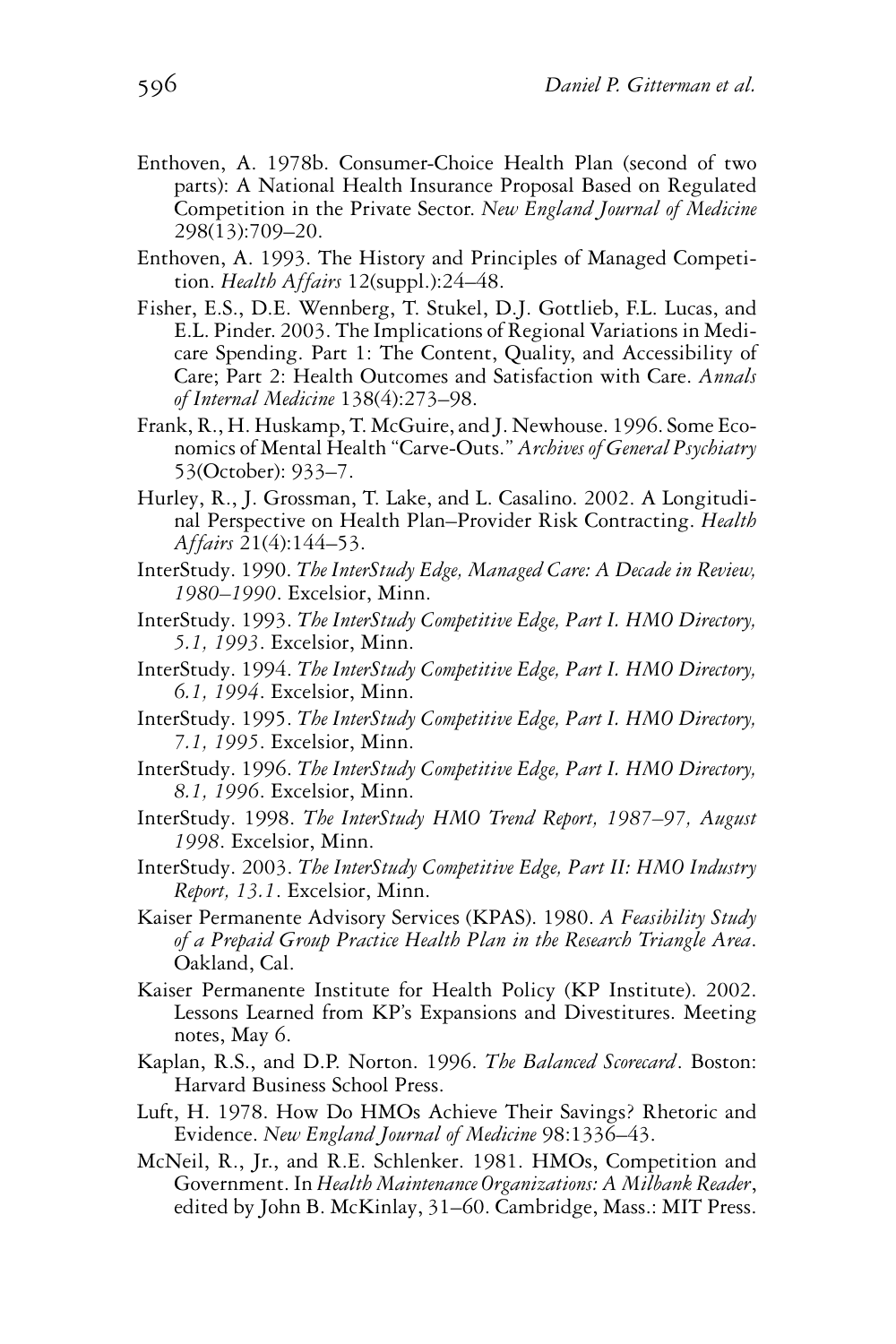Enthoven, A. 1978b. Consumer-Choice Health Plan (second of two parts): A National Health Insurance Proposal Based on Regulated Competition in the Private Sector. *New England Journal of Medicine* 298(13):709–20.

Enthoven, A. 1993. The History and Principles of Managed Competition. *Health Affairs* 12(suppl.):24–48.

Fisher, E.S., D.E. Wennberg, T. Stukel, D.J. Gottlieb, F.L. Lucas, and E.L. Pinder. 2003. The Implications of Regional Variations in Medicare Spending. Part 1: The Content, Quality, and Accessibility of Care; Part 2: Health Outcomes and Satisfaction with Care. *Annals of Internal Medicine* 138(4):273–98.

Frank, R., H. Huskamp, T. McGuire, and J. Newhouse. 1996. Some Economics of Mental Health "Carve-Outs." *Archives of General Psychiatry* 53(October): 933–7.

Hurley, R., J. Grossman, T. Lake, and L. Casalino. 2002. A Longitudinal Perspective on Health Plan–Provider Risk Contracting. *Health Affairs* 21(4):144–53.

InterStudy. 1990. *The InterStudy Edge, Managed Care: A Decade in Review, 1980–1990*. Excelsior, Minn.

InterStudy. 1993. *The InterStudy Competitive Edge, Part I. HMO Directory, 5.1, 1993*. Excelsior, Minn.

InterStudy. 1994. *The InterStudy Competitive Edge, Part I. HMO Directory, 6.1, 1994*. Excelsior, Minn.

InterStudy. 1995. *The InterStudy Competitive Edge, Part I. HMO Directory, 7.1, 1995*. Excelsior, Minn.

InterStudy. 1996. *The InterStudy Competitive Edge, Part I. HMO Directory, 8.1, 1996*. Excelsior, Minn.

InterStudy. 1998. *The InterStudy HMO Trend Report, 1987–97, August 1998*. Excelsior, Minn.

InterStudy. 2003. *The InterStudy Competitive Edge, Part II: HMO Industry Report, 13.1*. Excelsior, Minn.

Kaiser Permanente Advisory Services (KPAS). 1980. *A Feasibility Study of a Prepaid Group Practice Health Plan in the Research Triangle Area*. Oakland, Cal.

Kaiser Permanente Institute for Health Policy (KP Institute). 2002. Lessons Learned from KP's Expansions and Divestitures. Meeting notes, May 6.

Kaplan, R.S., and D.P. Norton. 1996. *The Balanced Scorecard*. Boston: Harvard Business School Press.

Luft, H. 1978. How Do HMOs Achieve Their Savings? Rhetoric and Evidence. *New England Journal of Medicine* 98:1336–43.

McNeil, R., Jr., and R.E. Schlenker. 1981. HMOs, Competition and Government. In *Health Maintenance Organizations: A Milbank Reader*, edited by John B. McKinlay, 31–60. Cambridge, Mass.: MIT Press.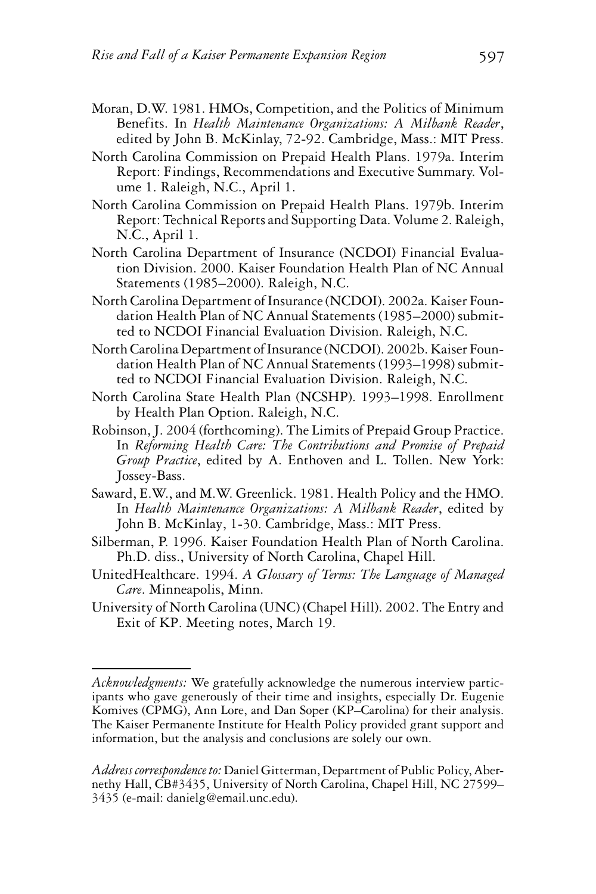Moran, D.W. 1981. HMOs, Competition, and the Politics of Minimum Benefits. In *Health Maintenance Organizations: A Milbank Reader*, edited by John B. McKinlay, 72-92. Cambridge, Mass.: MIT Press.

North Carolina Commission on Prepaid Health Plans. 1979a. Interim Report: Findings, Recommendations and Executive Summary. Volume 1. Raleigh, N.C., April 1.

North Carolina Commission on Prepaid Health Plans. 1979b. Interim Report: Technical Reports and Supporting Data. Volume 2. Raleigh, N.C., April 1.

North Carolina Department of Insurance (NCDOI) Financial Evaluation Division. 2000. Kaiser Foundation Health Plan of NC Annual Statements (1985–2000). Raleigh, N.C.

North Carolina Department of Insurance (NCDOI). 2002a. Kaiser Foundation Health Plan of NC Annual Statements (1985–2000) submitted to NCDOI Financial Evaluation Division. Raleigh, N.C.

North Carolina Department of Insurance (NCDOI). 2002b. Kaiser Foundation Health Plan of NC Annual Statements (1993–1998) submitted to NCDOI Financial Evaluation Division. Raleigh, N.C.

North Carolina State Health Plan (NCSHP). 1993–1998. Enrollment by Health Plan Option. Raleigh, N.C.

Robinson, J. 2004 (forthcoming). The Limits of Prepaid Group Practice. In *Reforming Health Care: The Contributions and Promise of Prepaid Group Practice*, edited by A. Enthoven and L. Tollen. New York: Jossey-Bass.

Saward, E.W., and M.W. Greenlick. 1981. Health Policy and the HMO. In *Health Maintenance Organizations: A Milbank Reader*, edited by John B. McKinlay, 1-30. Cambridge, Mass.: MIT Press.

Silberman, P. 1996. Kaiser Foundation Health Plan of North Carolina. Ph.D. diss., University of North Carolina, Chapel Hill.

UnitedHealthcare. 1994. *A Glossary of Terms: The Language of Managed Care*. Minneapolis, Minn.

University of North Carolina (UNC) (Chapel Hill). 2002. The Entry and Exit of KP. Meeting notes, March 19.

---

*Acknowledgments:* We gratefully acknowledge the numerous interview participants who gave generously of their time and insights, especially Dr. Eugenie Komives (CPMG), Ann Lore, and Dan Soper (KP–Carolina) for their analysis. The Kaiser Permanente Institute for Health Policy provided grant support and information, but the analysis and conclusions are solely our own.

*Address correspondence to:* Daniel Gitterman, Department of Public Policy, Abernethy Hall, CB#3435, University of North Carolina, Chapel Hill, NC 27599–3435 (e-mail: danielg@email.unc.edu).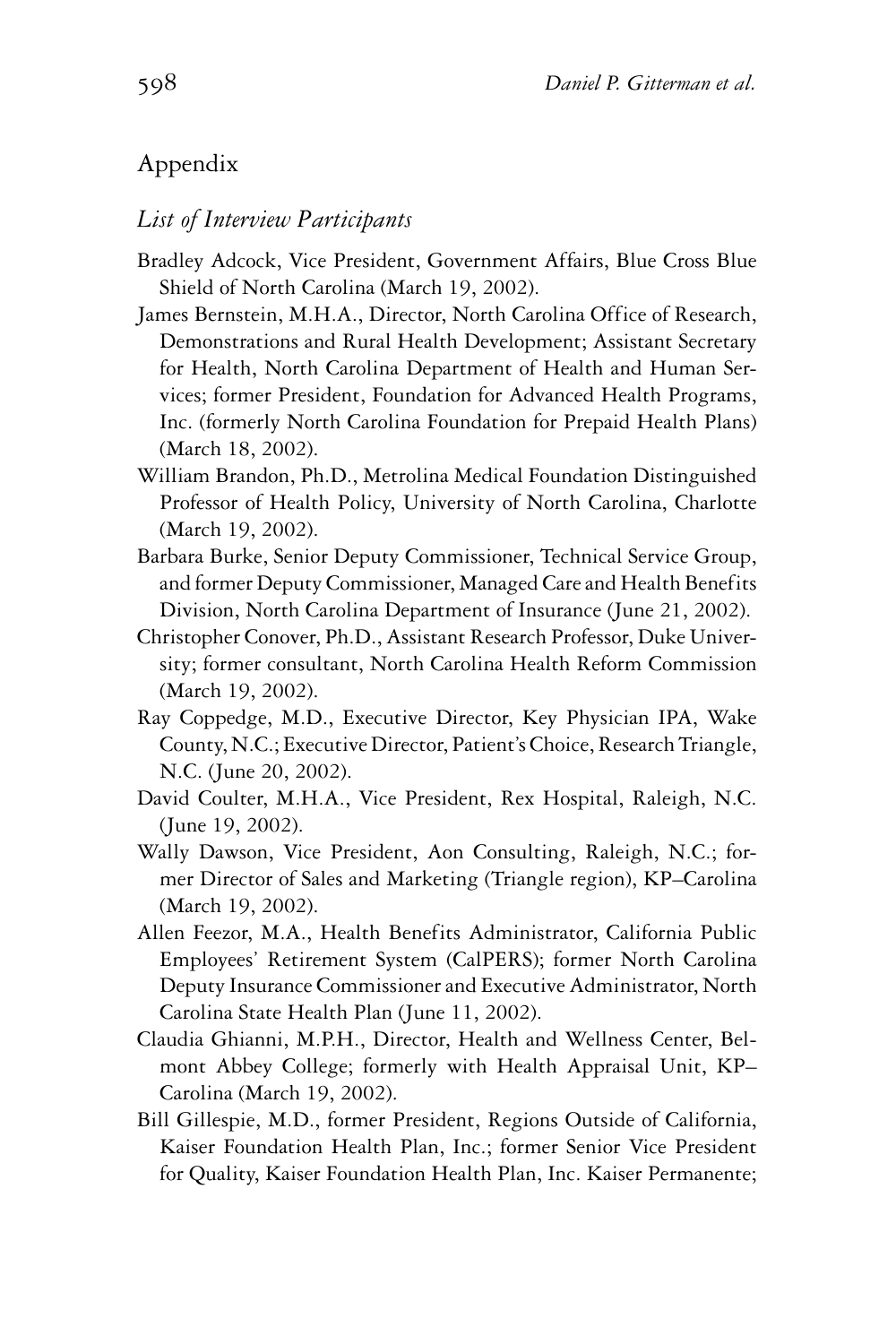## Appendix

### *List of Interview Participants*

Bradley Adcock, Vice President, Government Affairs, Blue Cross Blue Shield of North Carolina (March 19, 2002).

James Bernstein, M.H.A., Director, North Carolina Office of Research, Demonstrations and Rural Health Development; Assistant Secretary for Health, North Carolina Department of Health and Human Services; former President, Foundation for Advanced Health Programs, Inc. (formerly North Carolina Foundation for Prepaid Health Plans) (March 18, 2002).

William Brandon, Ph.D., Metrolina Medical Foundation Distinguished Professor of Health Policy, University of North Carolina, Charlotte (March 19, 2002).

Barbara Burke, Senior Deputy Commissioner, Technical Service Group, and former Deputy Commissioner, Managed Care and Health Benefits Division, North Carolina Department of Insurance (June 21, 2002).

Christopher Conover, Ph.D., Assistant Research Professor, Duke University; former consultant, North Carolina Health Reform Commission (March 19, 2002).

Ray Coppedge, M.D., Executive Director, Key Physician IPA, Wake County, N.C.; Executive Director, Patient's Choice, Research Triangle, N.C. (June 20, 2002).

David Coulter, M.H.A., Vice President, Rex Hospital, Raleigh, N.C. (June 19, 2002).

Wally Dawson, Vice President, Aon Consulting, Raleigh, N.C.; former Director of Sales and Marketing (Triangle region), KP–Carolina (March 19, 2002).

Allen Feezor, M.A., Health Benefits Administrator, California Public Employees' Retirement System (CalPERS); former North Carolina Deputy Insurance Commissioner and Executive Administrator, North Carolina State Health Plan (June 11, 2002).

Claudia Ghianni, M.P.H., Director, Health and Wellness Center, Belmont Abbey College; formerly with Health Appraisal Unit, KP–Carolina (March 19, 2002).

Bill Gillespie, M.D., former President, Regions Outside of California, Kaiser Foundation Health Plan, Inc.; former Senior Vice President for Quality, Kaiser Foundation Health Plan, Inc. Kaiser Permanente;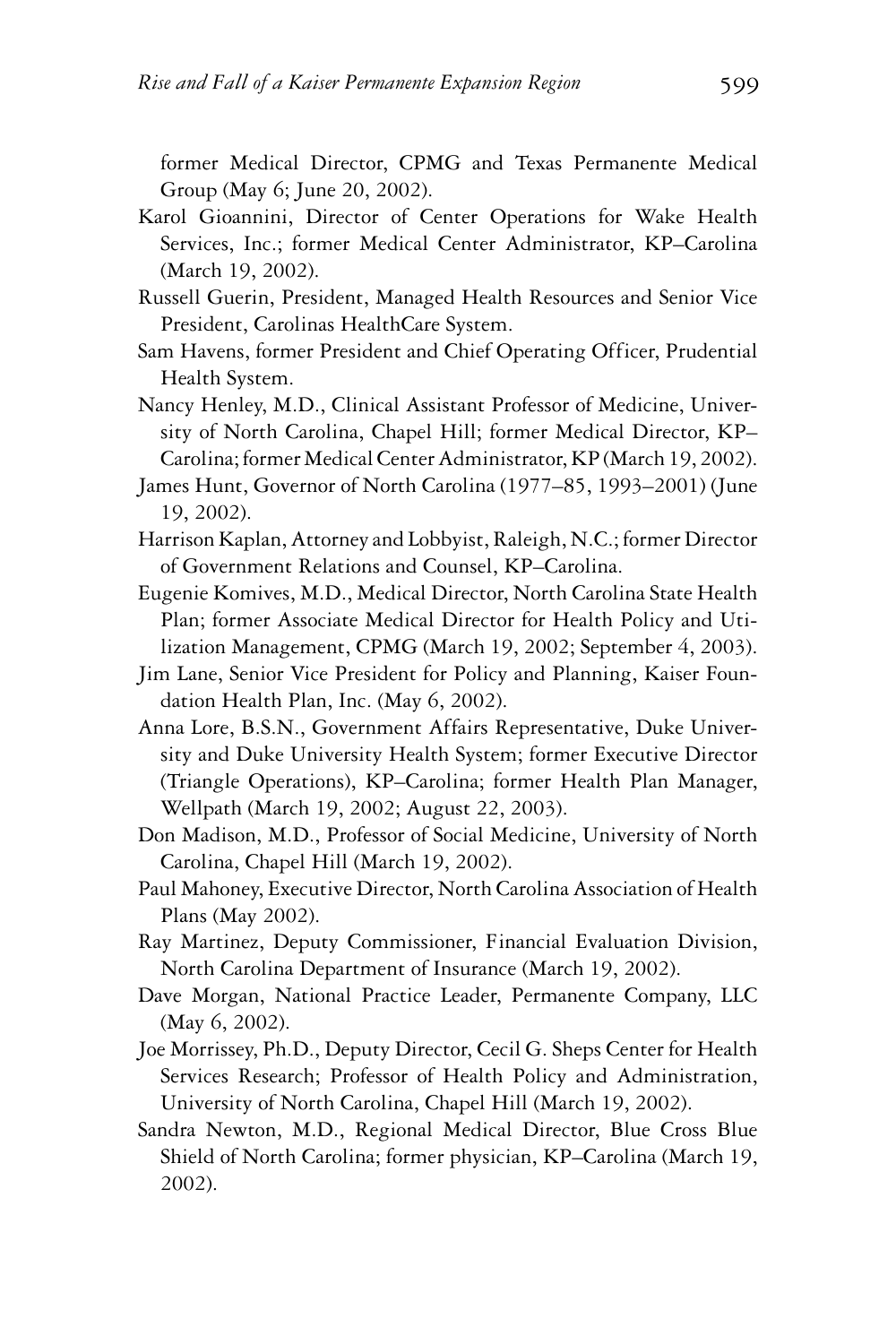former Medical Director, CPMG and Texas Permanente Medical Group (May 6; June 20, 2002).

Karol Gioannini, Director of Center Operations for Wake Health Services, Inc.; former Medical Center Administrator, KP–Carolina (March 19, 2002).

Russell Guerin, President, Managed Health Resources and Senior Vice President, Carolinas HealthCare System.

Sam Havens, former President and Chief Operating Officer, Prudential Health System.

Nancy Henley, M.D., Clinical Assistant Professor of Medicine, University of North Carolina, Chapel Hill; former Medical Director, KP–Carolina; former Medical Center Administrator, KP (March 19, 2002).

James Hunt, Governor of North Carolina (1977–85, 1993–2001) (June 19, 2002).

Harrison Kaplan, Attorney and Lobbyist, Raleigh, N.C.; former Director of Government Relations and Counsel, KP–Carolina.

Eugenie Komives, M.D., Medical Director, North Carolina State Health Plan; former Associate Medical Director for Health Policy and Utilization Management, CPMG (March 19, 2002; September 4, 2003).

Jim Lane, Senior Vice President for Policy and Planning, Kaiser Foundation Health Plan, Inc. (May 6, 2002).

Anna Lore, B.S.N., Government Affairs Representative, Duke University and Duke University Health System; former Executive Director (Triangle Operations), KP–Carolina; former Health Plan Manager, Wellpath (March 19, 2002; August 22, 2003).

Don Madison, M.D., Professor of Social Medicine, University of North Carolina, Chapel Hill (March 19, 2002).

Paul Mahoney, Executive Director, North Carolina Association of Health Plans (May 2002).

Ray Martinez, Deputy Commissioner, Financial Evaluation Division, North Carolina Department of Insurance (March 19, 2002).

Dave Morgan, National Practice Leader, Permanente Company, LLC (May 6, 2002).

Joe Morrissey, Ph.D., Deputy Director, Cecil G. Sheps Center for Health Services Research; Professor of Health Policy and Administration, University of North Carolina, Chapel Hill (March 19, 2002).

Sandra Newton, M.D., Regional Medical Director, Blue Cross Blue Shield of North Carolina; former physician, KP–Carolina (March 19, 2002).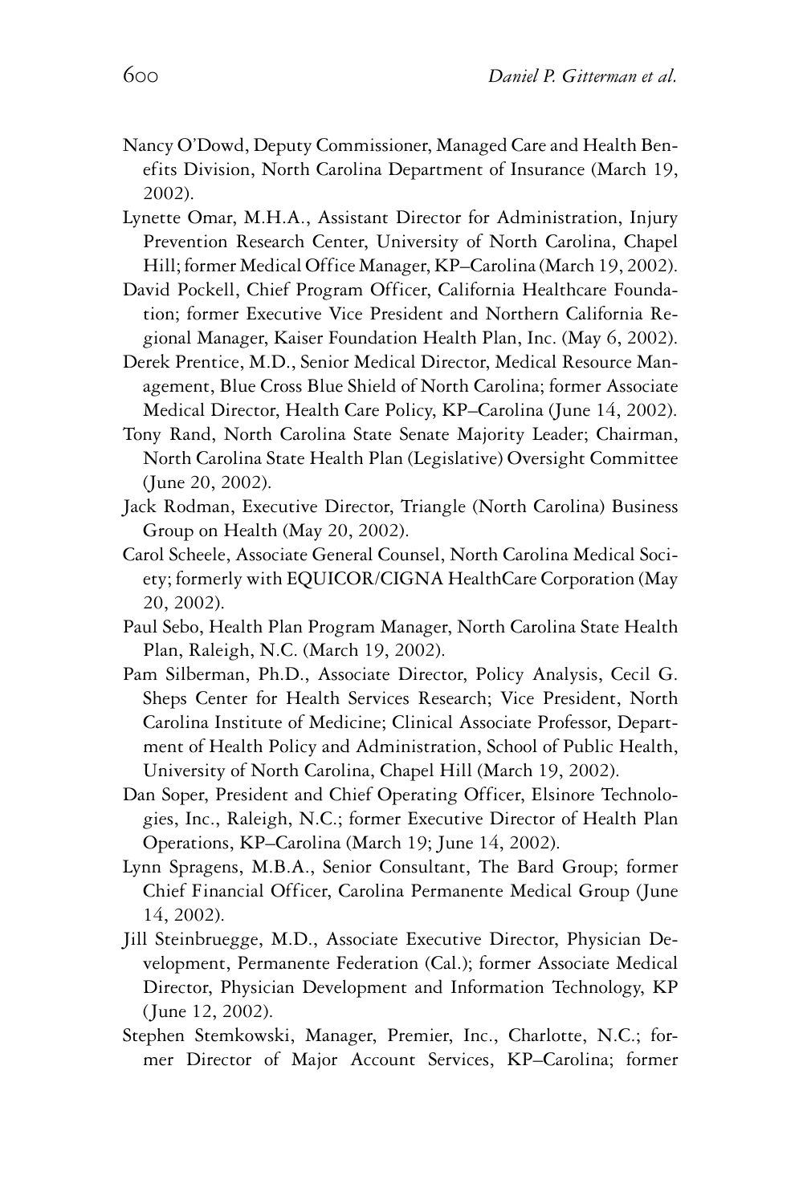Nancy O'Dowd, Deputy Commissioner, Managed Care and Health Benefits Division, North Carolina Department of Insurance (March 19, 2002).

Lynette Omar, M.H.A., Assistant Director for Administration, Injury Prevention Research Center, University of North Carolina, Chapel Hill; former Medical Office Manager, KP–Carolina (March 19, 2002).

David Pockell, Chief Program Officer, California Healthcare Foundation; former Executive Vice President and Northern California Regional Manager, Kaiser Foundation Health Plan, Inc. (May 6, 2002).

Derek Prentice, M.D., Senior Medical Director, Medical Resource Management, Blue Cross Blue Shield of North Carolina; former Associate Medical Director, Health Care Policy, KP–Carolina (June 14, 2002).

Tony Rand, North Carolina State Senate Majority Leader; Chairman, North Carolina State Health Plan (Legislative) Oversight Committee (June 20, 2002).

Jack Rodman, Executive Director, Triangle (North Carolina) Business Group on Health (May 20, 2002).

Carol Scheele, Associate General Counsel, North Carolina Medical Society; formerly with EQUICOR/CIGNA HealthCare Corporation (May 20, 2002).

Paul Sebo, Health Plan Program Manager, North Carolina State Health Plan, Raleigh, N.C. (March 19, 2002).

Pam Silberman, Ph.D., Associate Director, Policy Analysis, Cecil G. Sheps Center for Health Services Research; Vice President, North Carolina Institute of Medicine; Clinical Associate Professor, Department of Health Policy and Administration, School of Public Health, University of North Carolina, Chapel Hill (March 19, 2002).

Dan Soper, President and Chief Operating Officer, Elsinore Technologies, Inc., Raleigh, N.C.; former Executive Director of Health Plan Operations, KP–Carolina (March 19; June 14, 2002).

Lynn Spragens, M.B.A., Senior Consultant, The Bard Group; former Chief Financial Officer, Carolina Permanente Medical Group (June 14, 2002).

Jill Steinbruegge, M.D., Associate Executive Director, Physician Development, Permanente Federation (Cal.); former Associate Medical Director, Physician Development and Information Technology, KP (June 12, 2002).

Stephen Stemkowski, Manager, Premier, Inc., Charlotte, N.C.; former Director of Major Account Services, KP–Carolina; former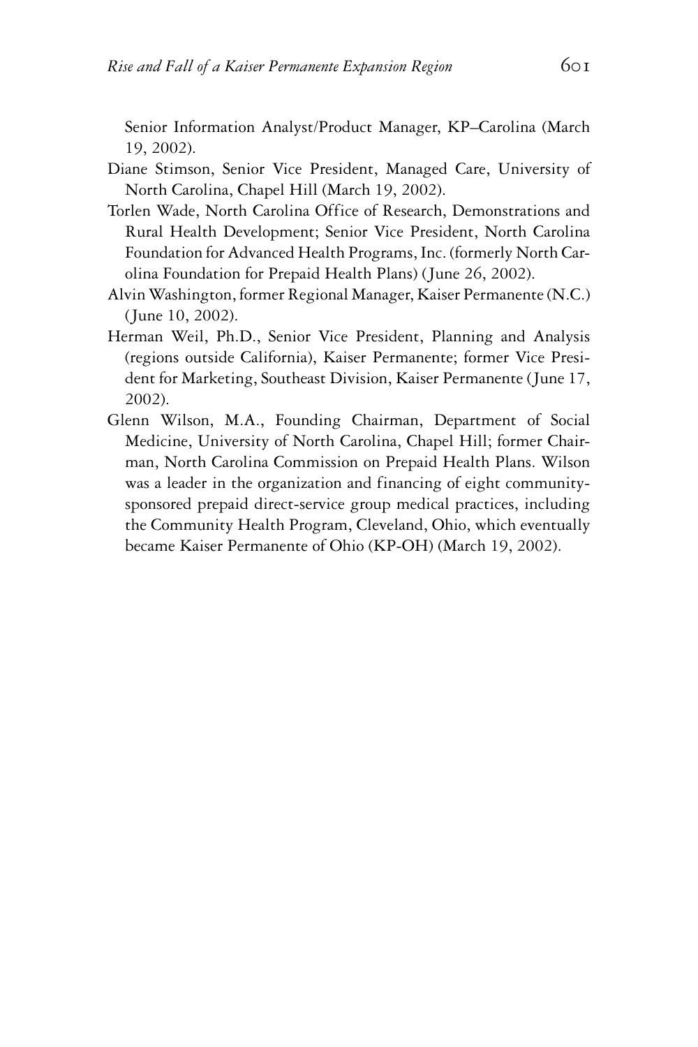Senior Information Analyst/Product Manager, KP–Carolina (March 19, 2002).

Diane Stimson, Senior Vice President, Managed Care, University of North Carolina, Chapel Hill (March 19, 2002).

Torlen Wade, North Carolina Office of Research, Demonstrations and Rural Health Development; Senior Vice President, North Carolina Foundation for Advanced Health Programs, Inc. (formerly North Carolina Foundation for Prepaid Health Plans) (June 26, 2002).

Alvin Washington, former Regional Manager, Kaiser Permanente (N.C.) (June 10, 2002).

Herman Weil, Ph.D., Senior Vice President, Planning and Analysis (regions outside California), Kaiser Permanente; former Vice President for Marketing, Southeast Division, Kaiser Permanente (June 17, 2002).

Glenn Wilson, M.A., Founding Chairman, Department of Social Medicine, University of North Carolina, Chapel Hill; former Chairman, North Carolina Commission on Prepaid Health Plans. Wilson was a leader in the organization and financing of eight community-sponsored prepaid direct-service group medical practices, including the Community Health Program, Cleveland, Ohio, which eventually became Kaiser Permanente of Ohio (KP-OH) (March 19, 2002).